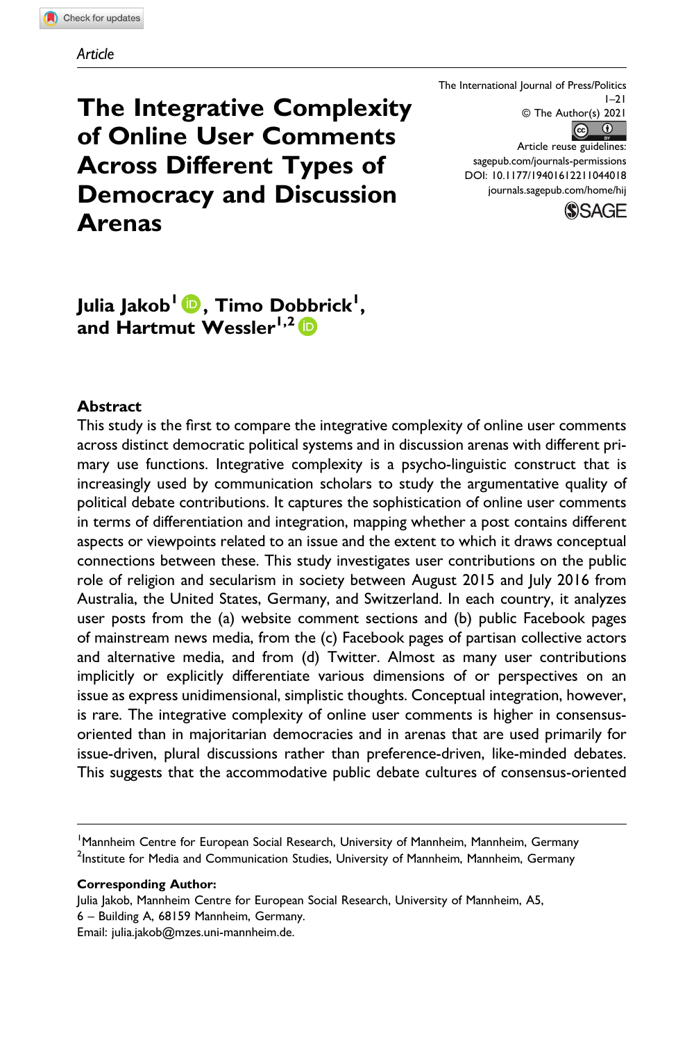Article

# The Integrative Complexity of Online User Comments Across Different Types of Democracy and Discussion Arenas

The International Journal of Press/Politics
1–21
© The Author(s) 2021
Article reuse guidelines:
sagepub.com/journals-permissions
DOI: 10.1177/19401612211044018
journals.sagepub.com/home/hij

**Julia Jakob[1], Timo Dobbrick[1], and Hartmut Wessler[1,2]**

## Abstract

This study is the first to compare the integrative complexity of online user comments across distinct democratic political systems and in discussion arenas with different primary use functions. Integrative complexity is a psycho-linguistic construct that is increasingly used by communication scholars to study the argumentative quality of political debate contributions. It captures the sophistication of online user comments in terms of differentiation and integration, mapping whether a post contains different aspects or viewpoints related to an issue and the extent to which it draws conceptual connections between these. This study investigates user contributions on the public role of religion and secularism in society between August 2015 and July 2016 from Australia, the United States, Germany, and Switzerland. In each country, it analyzes user posts from the (a) website comment sections and (b) public Facebook pages of mainstream news media, from the (c) Facebook pages of partisan collective actors and alternative media, and from (d) Twitter. Almost as many user contributions implicitly or explicitly differentiate various dimensions of or perspectives on an issue as express unidimensional, simplistic thoughts. Conceptual integration, however, is rare. The integrative complexity of online user comments is higher in consensus-oriented than in majoritarian democracies and in arenas that are used primarily for issue-driven, plural discussions rather than preference-driven, like-minded debates. This suggests that the accommodative public debate cultures of consensus-oriented

[1]Mannheim Centre for European Social Research, University of Mannheim, Mannheim, Germany
[2]Institute for Media and Communication Studies, University of Mannheim, Mannheim, Germany

**Corresponding Author:**
Julia Jakob, Mannheim Centre for European Social Research, University of Mannheim, A5, 6 – Building A, 68159 Mannheim, Germany.
Email: julia.jakob@mzes.uni-mannheim.de.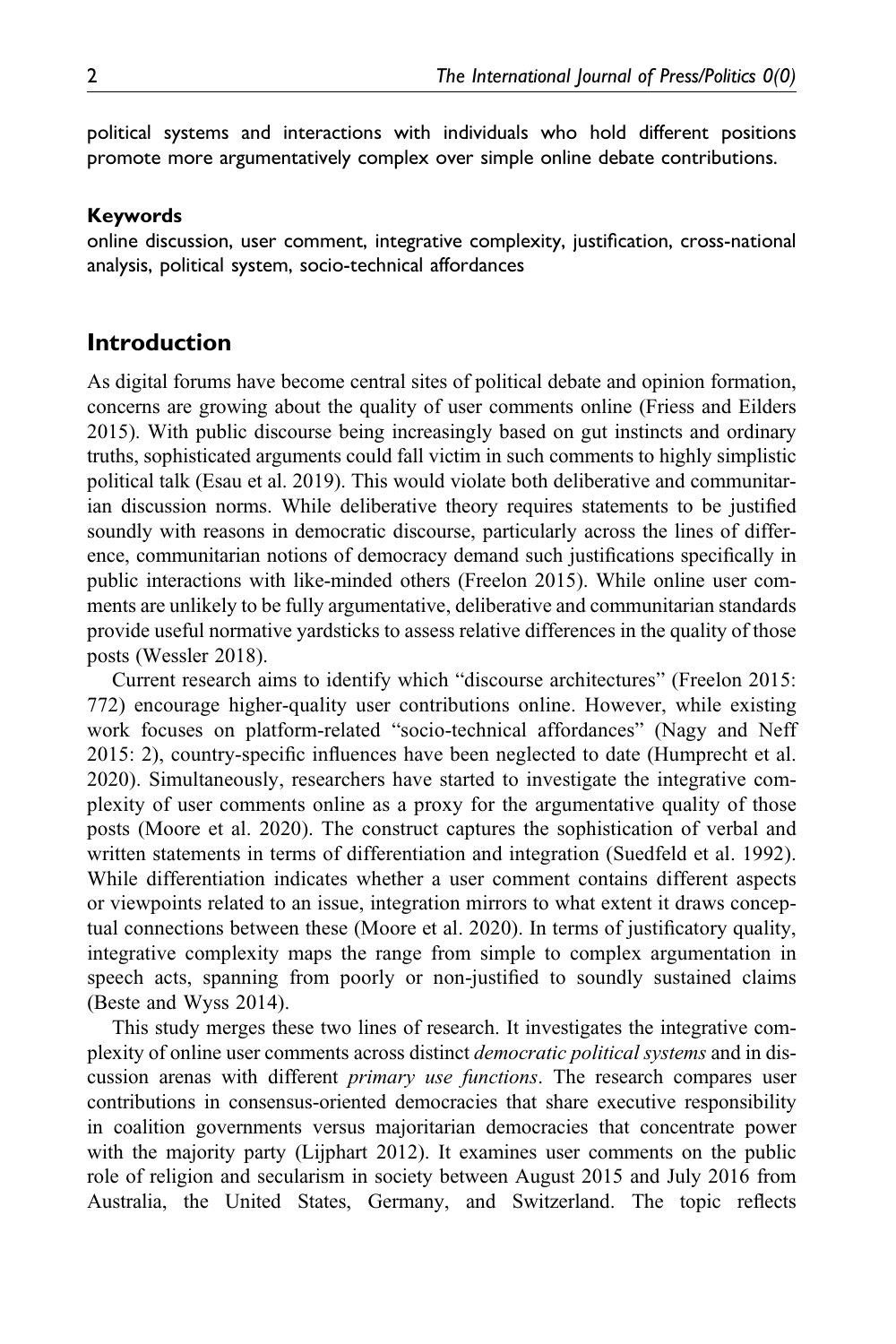political systems and interactions with individuals who hold different positions promote more argumentatively complex over simple online debate contributions.

### Keywords

online discussion, user comment, integrative complexity, justification, cross-national analysis, political system, socio-technical affordances

## Introduction

As digital forums have become central sites of political debate and opinion formation, concerns are growing about the quality of user comments online (Friess and Eilders 2015). With public discourse being increasingly based on gut instincts and ordinary truths, sophisticated arguments could fall victim in such comments to highly simplistic political talk (Esau et al. 2019). This would violate both deliberative and communitarian discussion norms. While deliberative theory requires statements to be justified soundly with reasons in democratic discourse, particularly across the lines of difference, communitarian notions of democracy demand such justifications specifically in public interactions with like-minded others (Freelon 2015). While online user comments are unlikely to be fully argumentative, deliberative and communitarian standards provide useful normative yardsticks to assess relative differences in the quality of those posts (Wessler 2018).

Current research aims to identify which "discourse architectures" (Freelon 2015: 772) encourage higher-quality user contributions online. However, while existing work focuses on platform-related "socio-technical affordances" (Nagy and Neff 2015: 2), country-specific influences have been neglected to date (Humprecht et al. 2020). Simultaneously, researchers have started to investigate the integrative complexity of user comments online as a proxy for the argumentative quality of those posts (Moore et al. 2020). The construct captures the sophistication of verbal and written statements in terms of differentiation and integration (Suedfeld et al. 1992). While differentiation indicates whether a user comment contains different aspects or viewpoints related to an issue, integration mirrors to what extent it draws conceptual connections between these (Moore et al. 2020). In terms of justificatory quality, integrative complexity maps the range from simple to complex argumentation in speech acts, spanning from poorly or non-justified to soundly sustained claims (Beste and Wyss 2014).

This study merges these two lines of research. It investigates the integrative complexity of online user comments across distinct *democratic political systems* and in discussion arenas with different *primary use functions*. The research compares user contributions in consensus-oriented democracies that share executive responsibility in coalition governments versus majoritarian democracies that concentrate power with the majority party (Lijphart 2012). It examines user comments on the public role of religion and secularism in society between August 2015 and July 2016 from Australia, the United States, Germany, and Switzerland. The topic reflects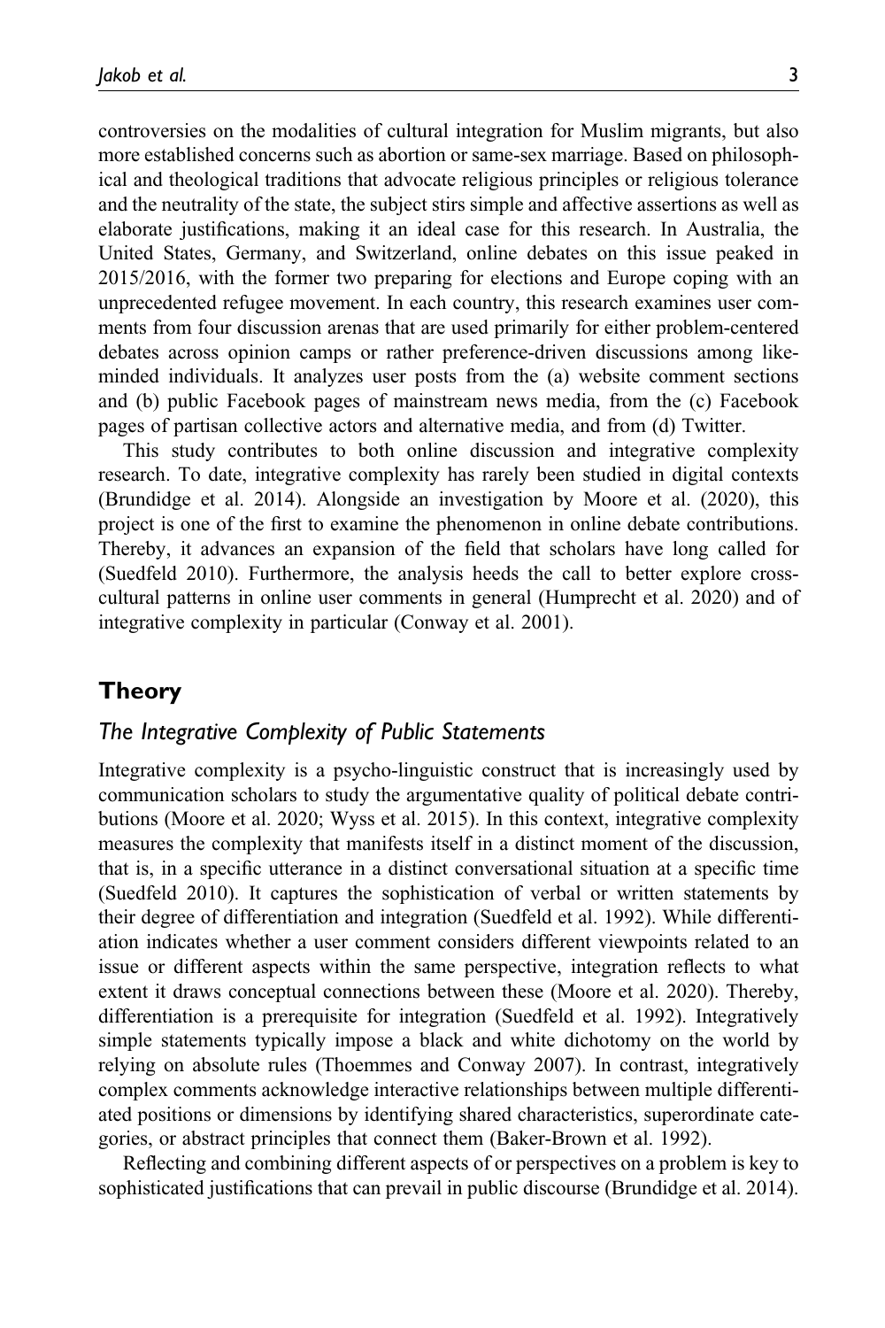controversies on the modalities of cultural integration for Muslim migrants, but also more established concerns such as abortion or same-sex marriage. Based on philosophical and theological traditions that advocate religious principles or religious tolerance and the neutrality of the state, the subject stirs simple and affective assertions as well as elaborate justifications, making it an ideal case for this research. In Australia, the United States, Germany, and Switzerland, online debates on this issue peaked in 2015/2016, with the former two preparing for elections and Europe coping with an unprecedented refugee movement. In each country, this research examines user comments from four discussion arenas that are used primarily for either problem-centered debates across opinion camps or rather preference-driven discussions among like-minded individuals. It analyzes user posts from the (a) website comment sections and (b) public Facebook pages of mainstream news media, from the (c) Facebook pages of partisan collective actors and alternative media, and from (d) Twitter.

This study contributes to both online discussion and integrative complexity research. To date, integrative complexity has rarely been studied in digital contexts (Brundidge et al. 2014). Alongside an investigation by Moore et al. (2020), this project is one of the first to examine the phenomenon in online debate contributions. Thereby, it advances an expansion of the field that scholars have long called for (Suedfeld 2010). Furthermore, the analysis heeds the call to better explore cross-cultural patterns in online user comments in general (Humprecht et al. 2020) and of integrative complexity in particular (Conway et al. 2001).

## Theory

### *The Integrative Complexity of Public Statements*

Integrative complexity is a psycho-linguistic construct that is increasingly used by communication scholars to study the argumentative quality of political debate contributions (Moore et al. 2020; Wyss et al. 2015). In this context, integrative complexity measures the complexity that manifests itself in a distinct moment of the discussion, that is, in a specific utterance in a distinct conversational situation at a specific time (Suedfeld 2010). It captures the sophistication of verbal or written statements by their degree of differentiation and integration (Suedfeld et al. 1992). While differentiation indicates whether a user comment considers different viewpoints related to an issue or different aspects within the same perspective, integration reflects to what extent it draws conceptual connections between these (Moore et al. 2020). Thereby, differentiation is a prerequisite for integration (Suedfeld et al. 1992). Integratively simple statements typically impose a black and white dichotomy on the world by relying on absolute rules (Thoemmes and Conway 2007). In contrast, integratively complex comments acknowledge interactive relationships between multiple differentiated positions or dimensions by identifying shared characteristics, superordinate categories, or abstract principles that connect them (Baker-Brown et al. 1992).

Reflecting and combining different aspects of or perspectives on a problem is key to sophisticated justifications that can prevail in public discourse (Brundidge et al. 2014).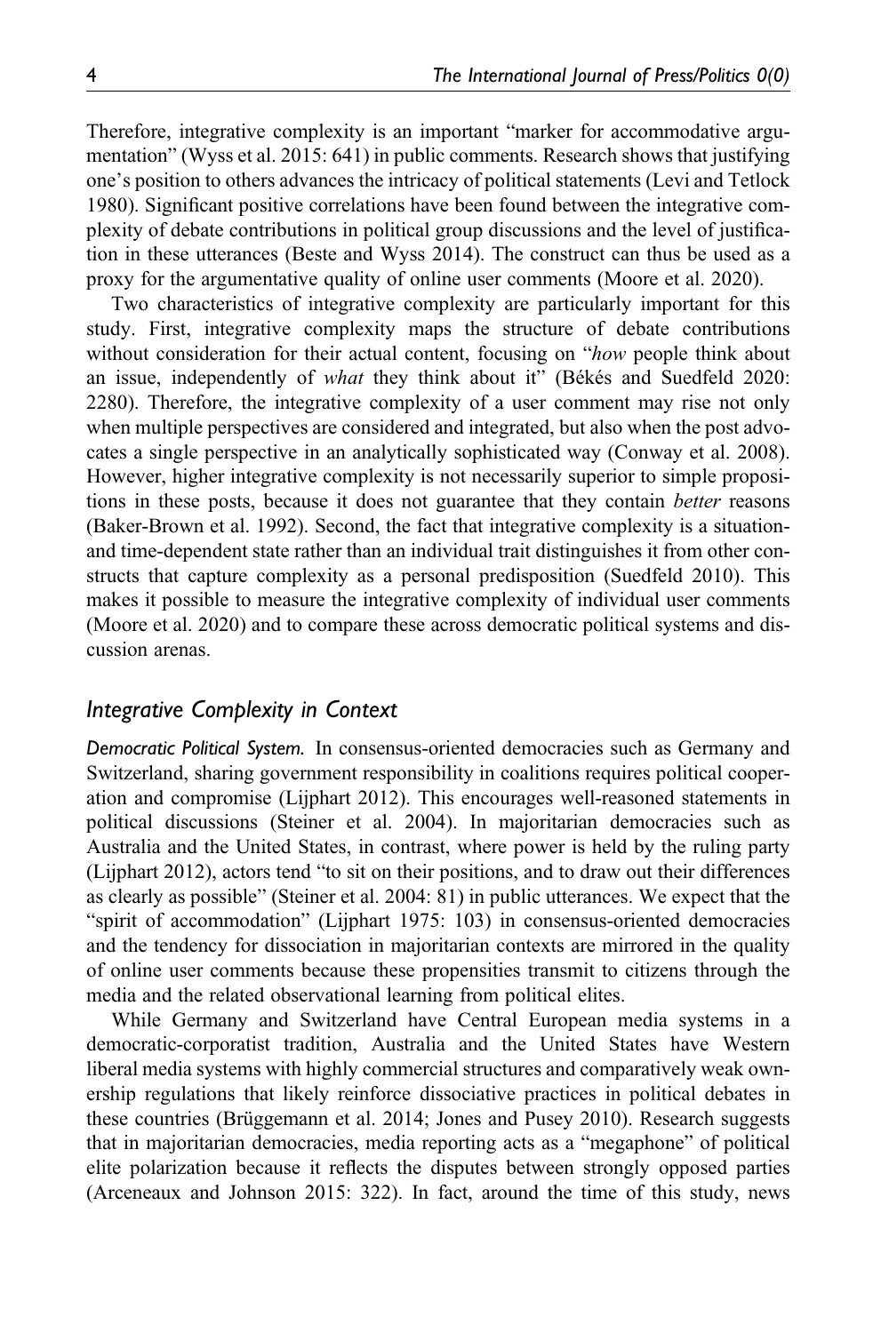Therefore, integrative complexity is an important "marker for accommodative argumentation" (Wyss et al. 2015: 641) in public comments. Research shows that justifying one's position to others advances the intricacy of political statements (Levi and Tetlock 1980). Significant positive correlations have been found between the integrative complexity of debate contributions in political group discussions and the level of justification in these utterances (Beste and Wyss 2014). The construct can thus be used as a proxy for the argumentative quality of online user comments (Moore et al. 2020).

Two characteristics of integrative complexity are particularly important for this study. First, integrative complexity maps the structure of debate contributions without consideration for their actual content, focusing on "*how* people think about an issue, independently of *what* they think about it" (Békés and Suedfeld 2020: 2280). Therefore, the integrative complexity of a user comment may rise not only when multiple perspectives are considered and integrated, but also when the post advocates a single perspective in an analytically sophisticated way (Conway et al. 2008). However, higher integrative complexity is not necessarily superior to simple propositions in these posts, because it does not guarantee that they contain *better* reasons (Baker-Brown et al. 1992). Second, the fact that integrative complexity is a situation- and time-dependent state rather than an individual trait distinguishes it from other constructs that capture complexity as a personal predisposition (Suedfeld 2010). This makes it possible to measure the integrative complexity of individual user comments (Moore et al. 2020) and to compare these across democratic political systems and discussion arenas.

## *Integrative Complexity in Context*

*Democratic Political System.* In consensus-oriented democracies such as Germany and Switzerland, sharing government responsibility in coalitions requires political cooperation and compromise (Lijphart 2012). This encourages well-reasoned statements in political discussions (Steiner et al. 2004). In majoritarian democracies such as Australia and the United States, in contrast, where power is held by the ruling party (Lijphart 2012), actors tend "to sit on their positions, and to draw out their differences as clearly as possible" (Steiner et al. 2004: 81) in public utterances. We expect that the "spirit of accommodation" (Lijphart 1975: 103) in consensus-oriented democracies and the tendency for dissociation in majoritarian contexts are mirrored in the quality of online user comments because these propensities transmit to citizens through the media and the related observational learning from political elites.

While Germany and Switzerland have Central European media systems in a democratic-corporatist tradition, Australia and the United States have Western liberal media systems with highly commercial structures and comparatively weak ownership regulations that likely reinforce dissociative practices in political debates in these countries (Brüggemann et al. 2014; Jones and Pusey 2010). Research suggests that in majoritarian democracies, media reporting acts as a "megaphone" of political elite polarization because it reflects the disputes between strongly opposed parties (Arceneaux and Johnson 2015: 322). In fact, around the time of this study, news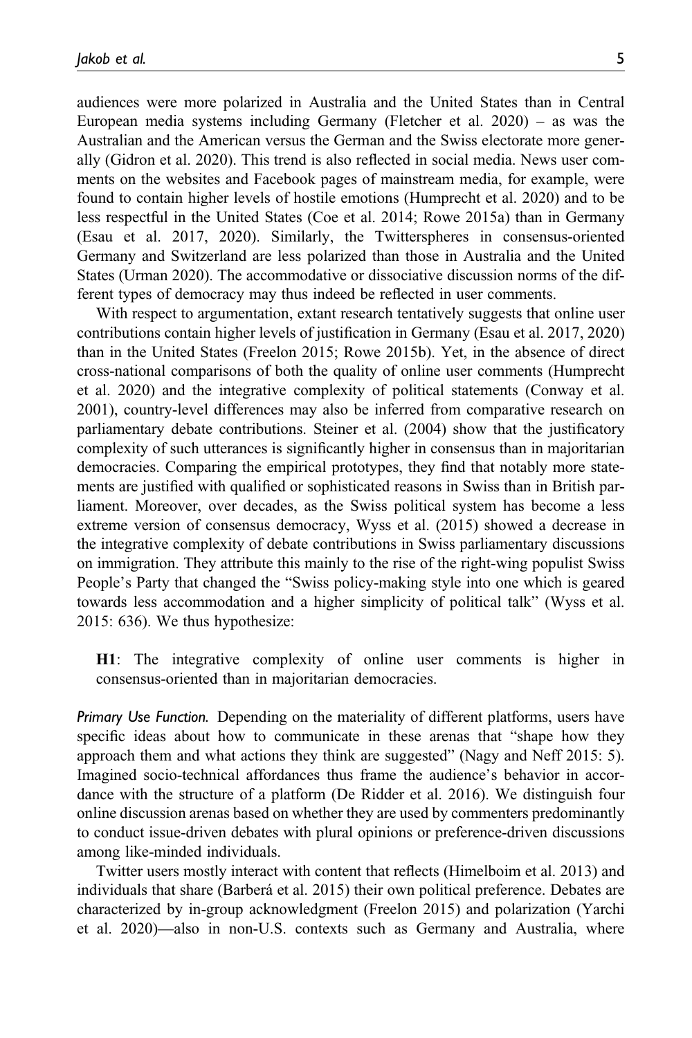audiences were more polarized in Australia and the United States than in Central European media systems including Germany (Fletcher et al. 2020) – as was the Australian and the American versus the German and the Swiss electorate more generally (Gidron et al. 2020). This trend is also reflected in social media. News user comments on the websites and Facebook pages of mainstream media, for example, were found to contain higher levels of hostile emotions (Humprecht et al. 2020) and to be less respectful in the United States (Coe et al. 2014; Rowe 2015a) than in Germany (Esau et al. 2017, 2020). Similarly, the Twitterspheres in consensus-oriented Germany and Switzerland are less polarized than those in Australia and the United States (Urman 2020). The accommodative or dissociative discussion norms of the different types of democracy may thus indeed be reflected in user comments.

With respect to argumentation, extant research tentatively suggests that online user contributions contain higher levels of justification in Germany (Esau et al. 2017, 2020) than in the United States (Freelon 2015; Rowe 2015b). Yet, in the absence of direct cross-national comparisons of both the quality of online user comments (Humprecht et al. 2020) and the integrative complexity of political statements (Conway et al. 2001), country-level differences may also be inferred from comparative research on parliamentary debate contributions. Steiner et al. (2004) show that the justificatory complexity of such utterances is significantly higher in consensus than in majoritarian democracies. Comparing the empirical prototypes, they find that notably more statements are justified with qualified or sophisticated reasons in Swiss than in British parliament. Moreover, over decades, as the Swiss political system has become a less extreme version of consensus democracy, Wyss et al. (2015) showed a decrease in the integrative complexity of debate contributions in Swiss parliamentary discussions on immigration. They attribute this mainly to the rise of the right-wing populist Swiss People's Party that changed the "Swiss policy-making style into one which is geared towards less accommodation and a higher simplicity of political talk" (Wyss et al. 2015: 636). We thus hypothesize:

> **H1**: The integrative complexity of online user comments is higher in consensus-oriented than in majoritarian democracies.

*Primary Use Function.* Depending on the materiality of different platforms, users have specific ideas about how to communicate in these arenas that "shape how they approach them and what actions they think are suggested" (Nagy and Neff 2015: 5). Imagined socio-technical affordances thus frame the audience's behavior in accordance with the structure of a platform (De Ridder et al. 2016). We distinguish four online discussion arenas based on whether they are used by commenters predominantly to conduct issue-driven debates with plural opinions or preference-driven discussions among like-minded individuals.

Twitter users mostly interact with content that reflects (Himelboim et al. 2013) and individuals that share (Barberá et al. 2015) their own political preference. Debates are characterized by in-group acknowledgment (Freelon 2015) and polarization (Yarchi et al. 2020)—also in non-U.S. contexts such as Germany and Australia, where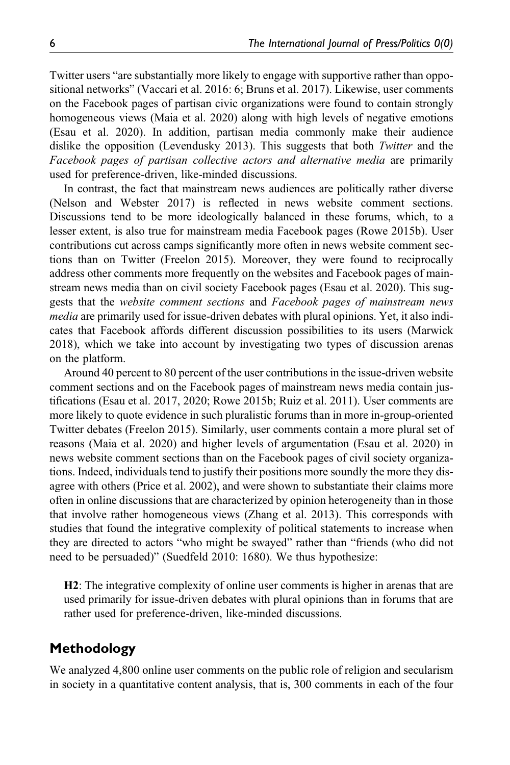Twitter users "are substantially more likely to engage with supportive rather than oppositional networks" (Vaccari et al. 2016: 6; Bruns et al. 2017). Likewise, user comments on the Facebook pages of partisan civic organizations were found to contain strongly homogeneous views (Maia et al. 2020) along with high levels of negative emotions (Esau et al. 2020). In addition, partisan media commonly make their audience dislike the opposition (Levendusky 2013). This suggests that both *Twitter* and the *Facebook pages of partisan collective actors and alternative media* are primarily used for preference-driven, like-minded discussions.

In contrast, the fact that mainstream news audiences are politically rather diverse (Nelson and Webster 2017) is reflected in news website comment sections. Discussions tend to be more ideologically balanced in these forums, which, to a lesser extent, is also true for mainstream media Facebook pages (Rowe 2015b). User contributions cut across camps significantly more often in news website comment sections than on Twitter (Freelon 2015). Moreover, they were found to reciprocally address other comments more frequently on the websites and Facebook pages of mainstream news media than on civil society Facebook pages (Esau et al. 2020). This suggests that the *website comment sections* and *Facebook pages of mainstream news media* are primarily used for issue-driven debates with plural opinions. Yet, it also indicates that Facebook affords different discussion possibilities to its users (Marwick 2018), which we take into account by investigating two types of discussion arenas on the platform.

Around 40 percent to 80 percent of the user contributions in the issue-driven website comment sections and on the Facebook pages of mainstream news media contain justifications (Esau et al. 2017, 2020; Rowe 2015b; Ruiz et al. 2011). User comments are more likely to quote evidence in such pluralistic forums than in more in-group-oriented Twitter debates (Freelon 2015). Similarly, user comments contain a more plural set of reasons (Maia et al. 2020) and higher levels of argumentation (Esau et al. 2020) in news website comment sections than on the Facebook pages of civil society organizations. Indeed, individuals tend to justify their positions more soundly the more they disagree with others (Price et al. 2002), and were shown to substantiate their claims more often in online discussions that are characterized by opinion heterogeneity than in those that involve rather homogeneous views (Zhang et al. 2013). This corresponds with studies that found the integrative complexity of political statements to increase when they are directed to actors "who might be swayed" rather than "friends (who did not need to be persuaded)" (Suedfeld 2010: 1680). We thus hypothesize:

**H2**: The integrative complexity of online user comments is higher in arenas that are used primarily for issue-driven debates with plural opinions than in forums that are rather used for preference-driven, like-minded discussions.

## Methodology

We analyzed 4,800 online user comments on the public role of religion and secularism in society in a quantitative content analysis, that is, 300 comments in each of the four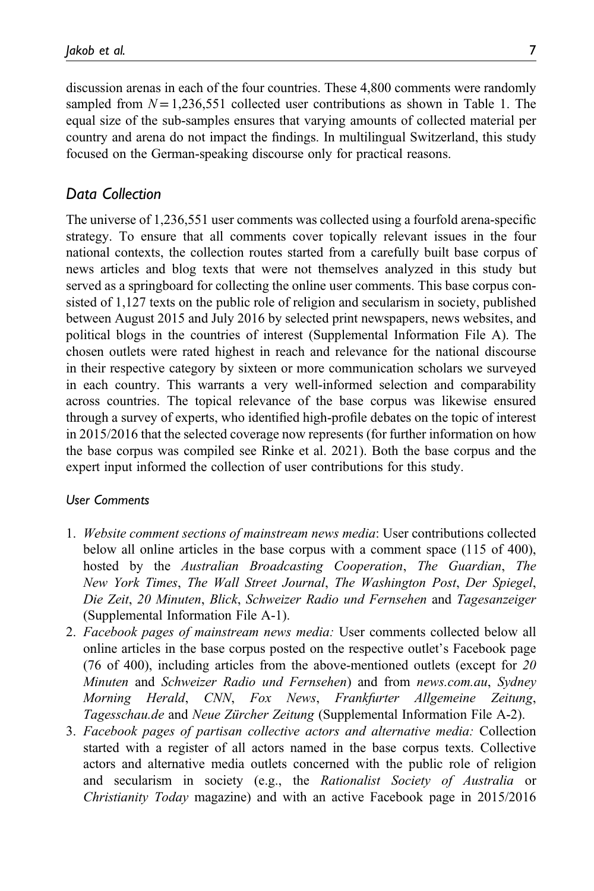discussion arenas in each of the four countries. These 4,800 comments were randomly sampled from $N = 1,236,551$ collected user contributions as shown in Table 1. The equal size of the sub-samples ensures that varying amounts of collected material per country and arena do not impact the findings. In multilingual Switzerland, this study focused on the German-speaking discourse only for practical reasons.

## Data Collection

The universe of 1,236,551 user comments was collected using a fourfold arena-specific strategy. To ensure that all comments cover topically relevant issues in the four national contexts, the collection routes started from a carefully built base corpus of news articles and blog texts that were not themselves analyzed in this study but served as a springboard for collecting the online user comments. This base corpus consisted of 1,127 texts on the public role of religion and secularism in society, published between August 2015 and July 2016 by selected print newspapers, news websites, and political blogs in the countries of interest (Supplemental Information File A). The chosen outlets were rated highest in reach and relevance for the national discourse in their respective category by sixteen or more communication scholars we surveyed in each country. This warrants a very well-informed selection and comparability across countries. The topical relevance of the base corpus was likewise ensured through a survey of experts, who identified high-profile debates on the topic of interest in 2015/2016 that the selected coverage now represents (for further information on how the base corpus was compiled see Rinke et al. 2021). Both the base corpus and the expert input informed the collection of user contributions for this study.

### User Comments

1. *Website comment sections of mainstream news media*: User contributions collected below all online articles in the base corpus with a comment space (115 of 400), hosted by the *Australian Broadcasting Cooperation*, *The Guardian*, *The New York Times*, *The Wall Street Journal*, *The Washington Post*, *Der Spiegel*, *Die Zeit*, *20 Minuten*, *Blick*, *Schweizer Radio und Fernsehen* and *Tagesanzeiger* (Supplemental Information File A-1).
2. *Facebook pages of mainstream news media:* User comments collected below all online articles in the base corpus posted on the respective outlet's Facebook page (76 of 400), including articles from the above-mentioned outlets (except for *20 Minuten* and *Schweizer Radio und Fernsehen*) and from *news.com.au*, *Sydney Morning Herald*, *CNN*, *Fox News*, *Frankfurter Allgemeine Zeitung*, *Tagesschau.de* and *Neue Zürcher Zeitung* (Supplemental Information File A-2).
3. *Facebook pages of partisan collective actors and alternative media:* Collection started with a register of all actors named in the base corpus texts. Collective actors and alternative media outlets concerned with the public role of religion and secularism in society (e.g., the *Rationalist Society of Australia* or *Christianity Today* magazine) and with an active Facebook page in 2015/2016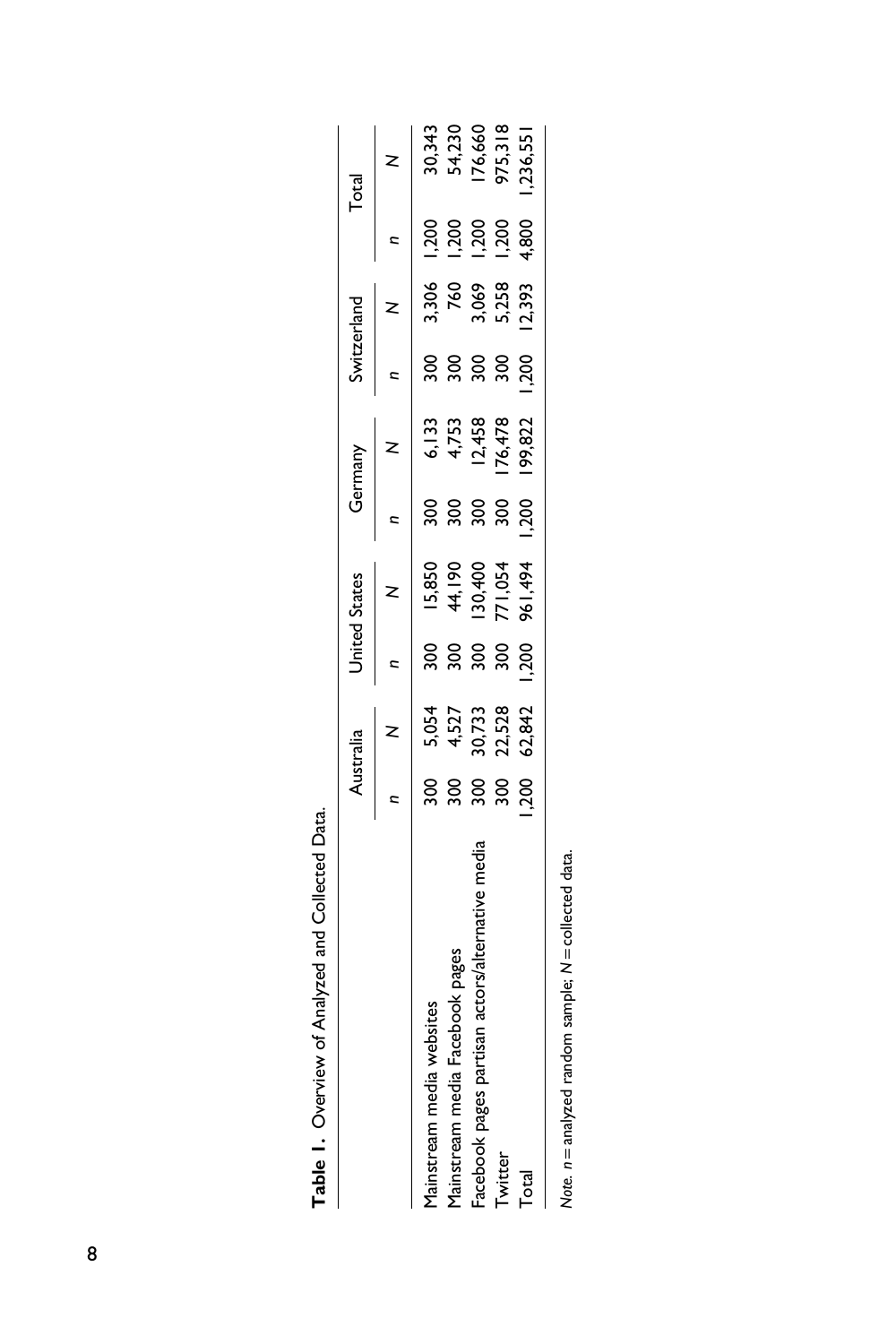**Table 1.** Overview of Analyzed and Collected Data.

| | Australia | | United States | | Germany | | Switzerland | | Total | |
|---|---|---|---|---|---|---|---|---|---|---|
| | *n* | *N* | *n* | *N* | *n* | *N* | *n* | *N* | *n* | *N* |
| Mainstream media websites | 300 | 5,054 | 300 | 15,850 | 300 | 6,133 | 300 | 3,306 | 1,200 | 30,343 |
| Mainstream media Facebook pages | 300 | 4,527 | 300 | 44,190 | 300 | 4,753 | 300 | 760 | 1,200 | 54,230 |
| Facebook pages partisan actors/alternative media | 300 | 30,733 | 300 | 130,400 | 300 | 12,458 | 300 | 3,069 | 1,200 | 176,660 |
| Twitter | 300 | 22,528 | 300 | 771,054 | 300 | 176,478 | 300 | 5,258 | 1,200 | 975,318 |
| Total | 1,200 | 62,842 | 1,200 | 961,494 | 1,200 | 199,822 | 1,200 | 12,393 | 4,800 | 1,236,551 |

*Note. n* = analyzed random sample; *N* = collected data.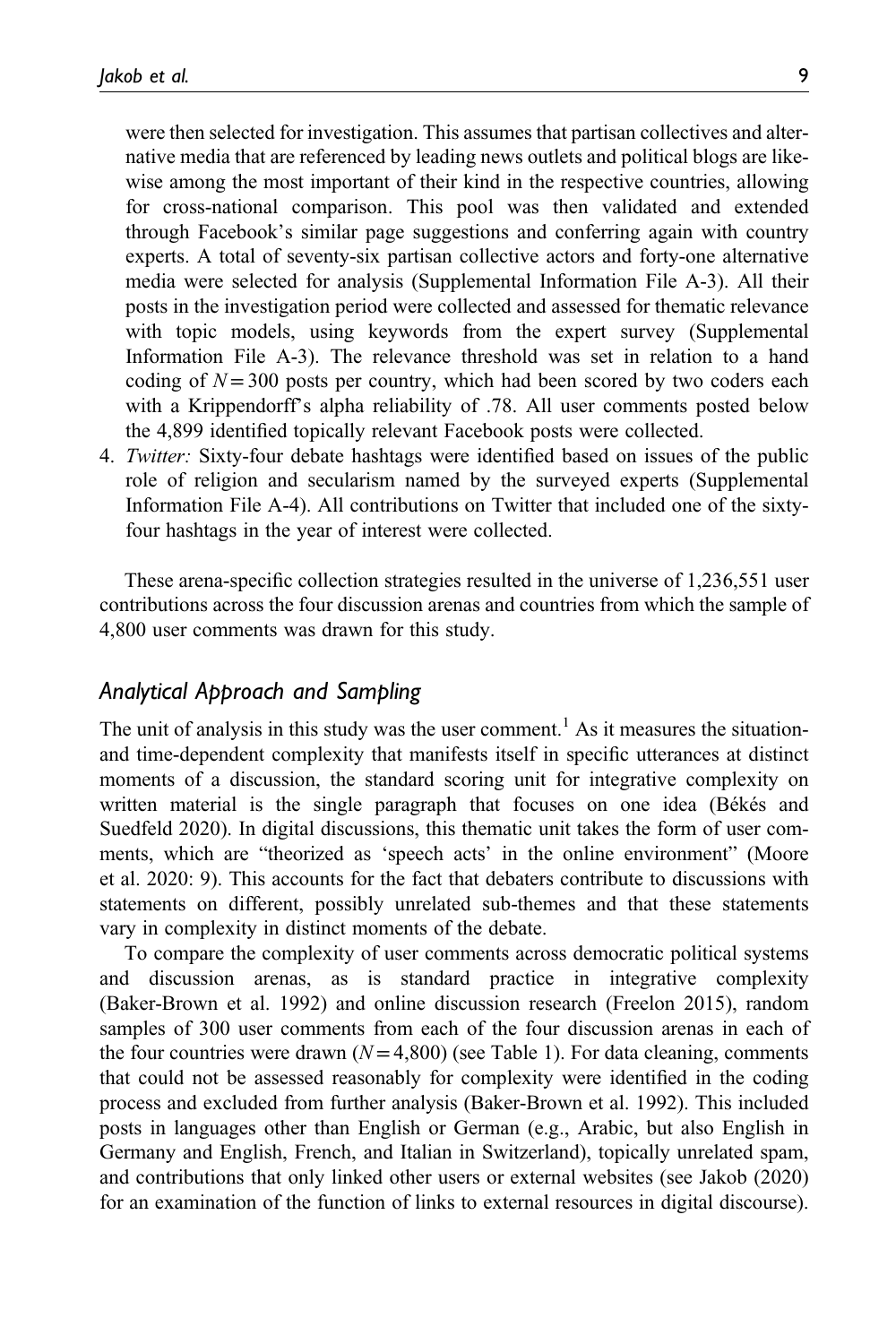were then selected for investigation. This assumes that partisan collectives and alternative media that are referenced by leading news outlets and political blogs are likewise among the most important of their kind in the respective countries, allowing for cross-national comparison. This pool was then validated and extended through Facebook's similar page suggestions and conferring again with country experts. A total of seventy-six partisan collective actors and forty-one alternative media were selected for analysis (Supplemental Information File A-3). All their posts in the investigation period were collected and assessed for thematic relevance with topic models, using keywords from the expert survey (Supplemental Information File A-3). The relevance threshold was set in relation to a hand coding of $N = 300$ posts per country, which had been scored by two coders each with a Krippendorff's alpha reliability of .78. All user comments posted below the 4,899 identified topically relevant Facebook posts were collected.

4. *Twitter:* Sixty-four debate hashtags were identified based on issues of the public role of religion and secularism named by the surveyed experts (Supplemental Information File A-4). All contributions on Twitter that included one of the sixty-four hashtags in the year of interest were collected.

These arena-specific collection strategies resulted in the universe of 1,236,551 user contributions across the four discussion arenas and countries from which the sample of 4,800 user comments was drawn for this study.

## Analytical Approach and Sampling

The unit of analysis in this study was the user comment.[1] As it measures the situation- and time-dependent complexity that manifests itself in specific utterances at distinct moments of a discussion, the standard scoring unit for integrative complexity on written material is the single paragraph that focuses on one idea (Békés and Suedfeld 2020). In digital discussions, this thematic unit takes the form of user comments, which are "theorized as 'speech acts' in the online environment" (Moore et al. 2020: 9). This accounts for the fact that debaters contribute to discussions with statements on different, possibly unrelated sub-themes and that these statements vary in complexity in distinct moments of the debate.

To compare the complexity of user comments across democratic political systems and discussion arenas, as is standard practice in integrative complexity (Baker-Brown et al. 1992) and online discussion research (Freelon 2015), random samples of 300 user comments from each of the four discussion arenas in each of the four countries were drawn ($N = 4,800$) (see Table 1). For data cleaning, comments that could not be assessed reasonably for complexity were identified in the coding process and excluded from further analysis (Baker-Brown et al. 1992). This included posts in languages other than English or German (e.g., Arabic, but also English in Germany and English, French, and Italian in Switzerland), topically unrelated spam, and contributions that only linked other users or external websites (see Jakob (2020) for an examination of the function of links to external resources in digital discourse).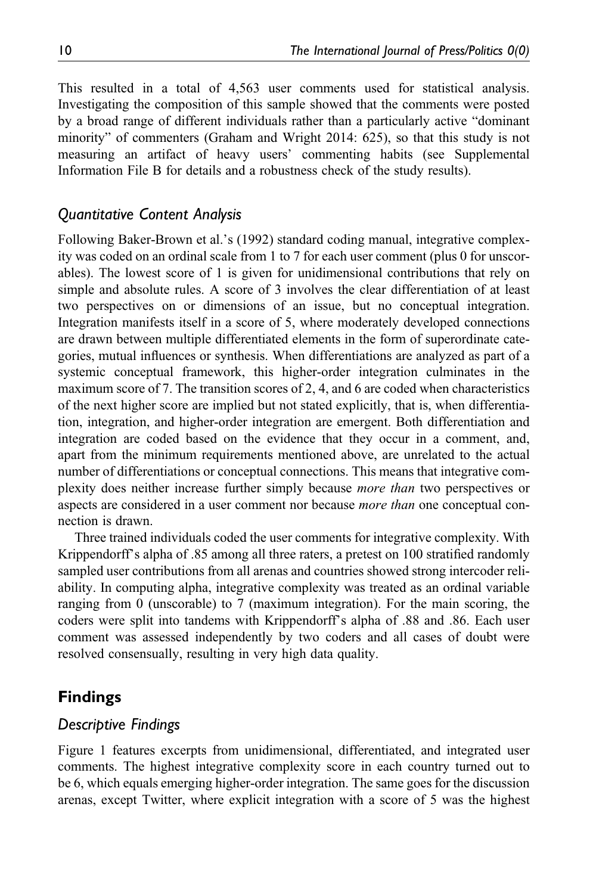This resulted in a total of 4,563 user comments used for statistical analysis. Investigating the composition of this sample showed that the comments were posted by a broad range of different individuals rather than a particularly active "dominant minority" of commenters (Graham and Wright 2014: 625), so that this study is not measuring an artifact of heavy users' commenting habits (see Supplemental Information File B for details and a robustness check of the study results).

### Quantitative Content Analysis

Following Baker-Brown et al.'s (1992) standard coding manual, integrative complexity was coded on an ordinal scale from 1 to 7 for each user comment (plus 0 for unscorables). The lowest score of 1 is given for unidimensional contributions that rely on simple and absolute rules. A score of 3 involves the clear differentiation of at least two perspectives on or dimensions of an issue, but no conceptual integration. Integration manifests itself in a score of 5, where moderately developed connections are drawn between multiple differentiated elements in the form of superordinate categories, mutual influences or synthesis. When differentiations are analyzed as part of a systemic conceptual framework, this higher-order integration culminates in the maximum score of 7. The transition scores of 2, 4, and 6 are coded when characteristics of the next higher score are implied but not stated explicitly, that is, when differentiation, integration, and higher-order integration are emergent. Both differentiation and integration are coded based on the evidence that they occur in a comment, and, apart from the minimum requirements mentioned above, are unrelated to the actual number of differentiations or conceptual connections. This means that integrative complexity does neither increase further simply because *more than* two perspectives or aspects are considered in a user comment nor because *more than* one conceptual connection is drawn.

Three trained individuals coded the user comments for integrative complexity. With Krippendorff's alpha of .85 among all three raters, a pretest on 100 stratified randomly sampled user contributions from all arenas and countries showed strong intercoder reliability. In computing alpha, integrative complexity was treated as an ordinal variable ranging from 0 (unscorable) to 7 (maximum integration). For the main scoring, the coders were split into tandems with Krippendorff's alpha of .88 and .86. Each user comment was assessed independently by two coders and all cases of doubt were resolved consensually, resulting in very high data quality.

## Findings

### Descriptive Findings

Figure 1 features excerpts from unidimensional, differentiated, and integrated user comments. The highest integrative complexity score in each country turned out to be 6, which equals emerging higher-order integration. The same goes for the discussion arenas, except Twitter, where explicit integration with a score of 5 was the highest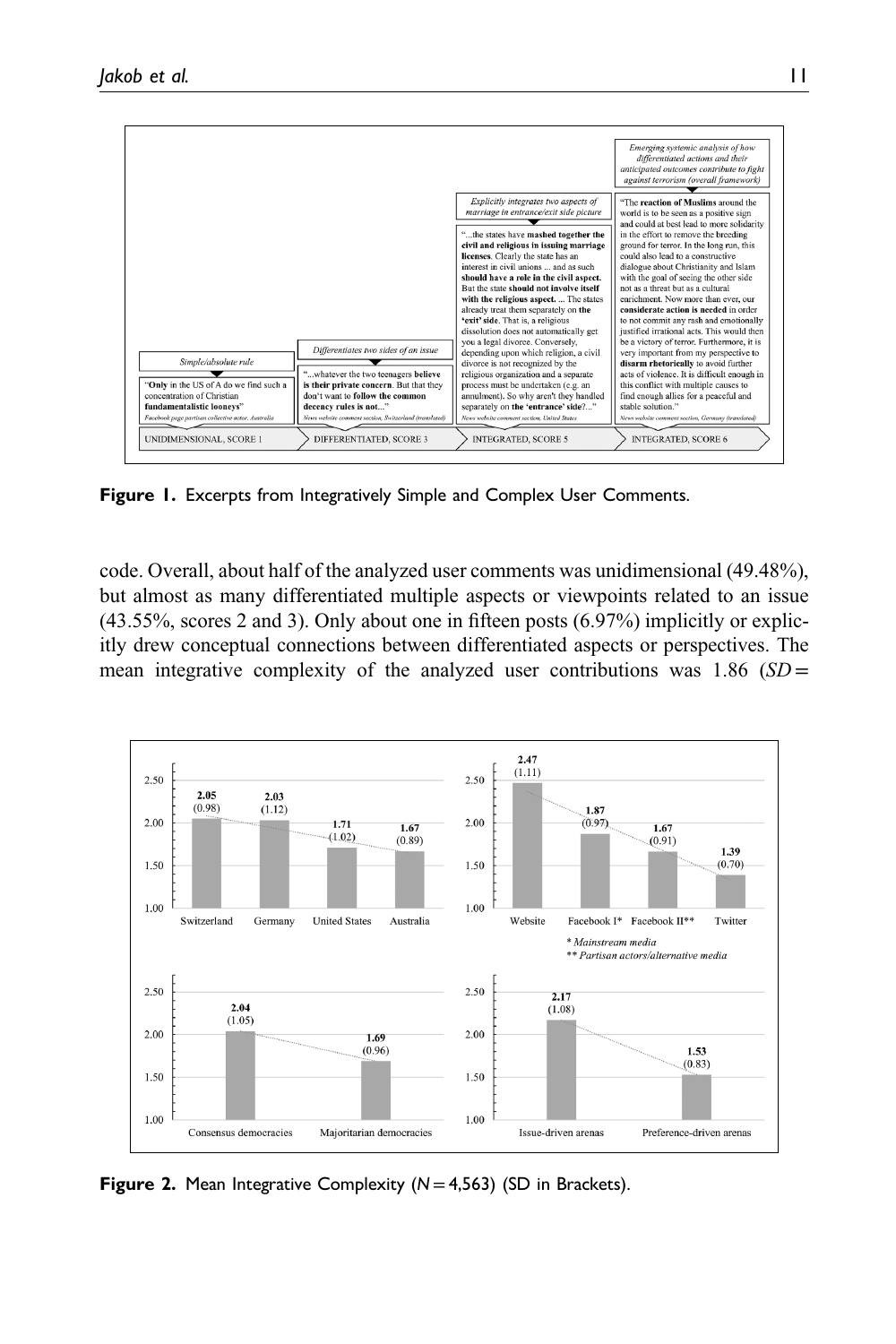Figure 1. Excerpts from Integratively Simple and Complex User Comments.

code. Overall, about half of the analyzed user comments was unidimensional (49.48%), but almost as many differentiated multiple aspects or viewpoints related to an issue (43.55%, scores 2 and 3). Only about one in fifteen posts (6.97%) implicitly or explicitly drew conceptual connections between differentiated aspects or perspectives. The mean integrative complexity of the analyzed user contributions was 1.86 ($SD =$

Figure 2. Mean Integrative Complexity ($N = 4{,}563$) (SD in Brackets).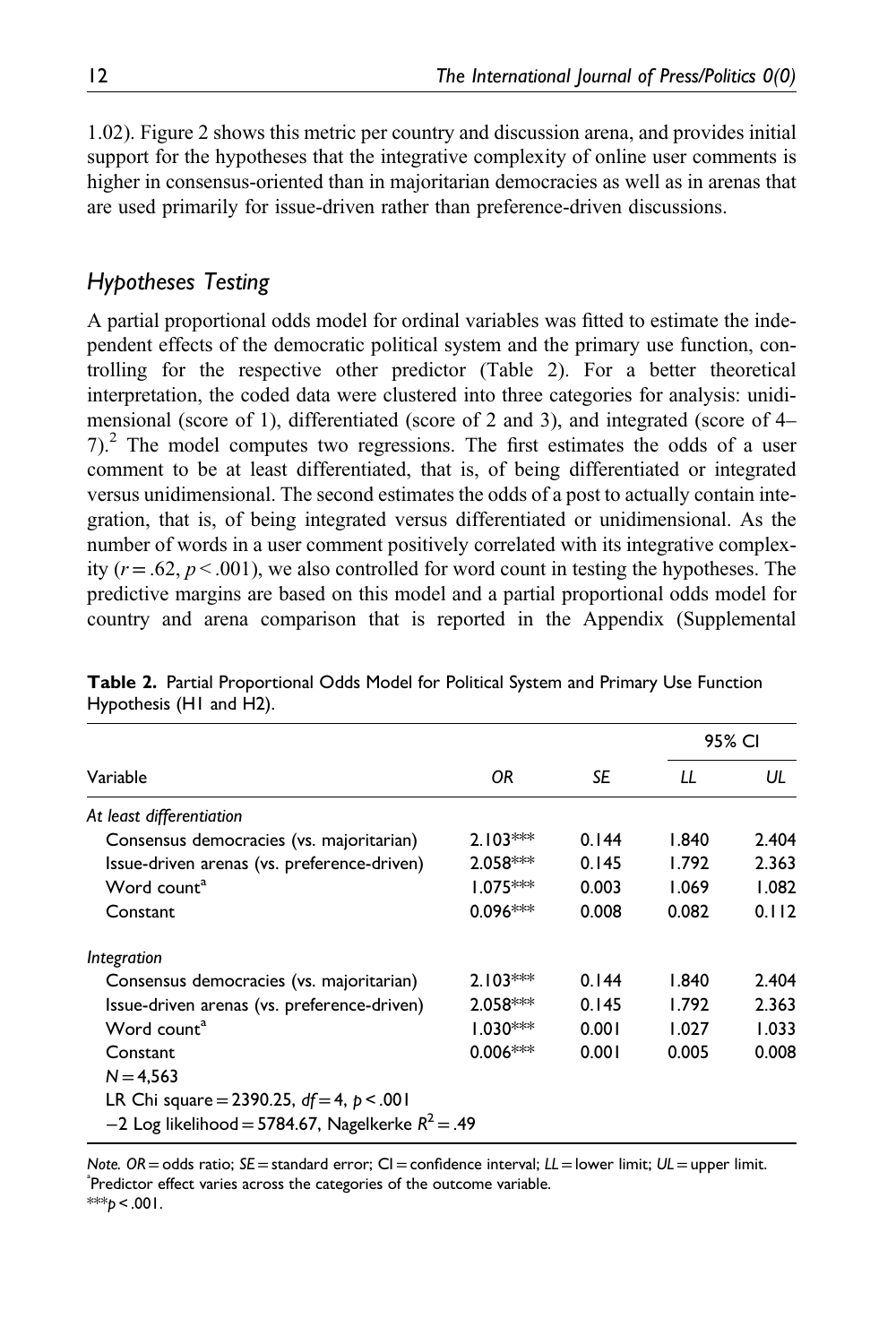1.02). Figure 2 shows this metric per country and discussion arena, and provides initial support for the hypotheses that the integrative complexity of online user comments is higher in consensus-oriented than in majoritarian democracies as well as in arenas that are used primarily for issue-driven rather than preference-driven discussions.

## Hypotheses Testing

A partial proportional odds model for ordinal variables was fitted to estimate the independent effects of the democratic political system and the primary use function, controlling for the respective other predictor (Table 2). For a better theoretical interpretation, the coded data were clustered into three categories for analysis: unidimensional (score of 1), differentiated (score of 2 and 3), and integrated (score of 4–7).[2] The model computes two regressions. The first estimates the odds of a user comment to be at least differentiated, that is, of being differentiated or integrated versus unidimensional. The second estimates the odds of a post to actually contain integration, that is, of being integrated versus differentiated or unidimensional. As the number of words in a user comment positively correlated with its integrative complexity ($r = .62$, $p < .001$), we also controlled for word count in testing the hypotheses. The predictive margins are based on this model and a partial proportional odds model for country and arena comparison that is reported in the Appendix (Supplemental

**Table 2.** Partial Proportional Odds Model for Political System and Primary Use Function Hypothesis (H1 and H2).

| Variable | *OR* | *SE* | 95% CI | |
|---|---|---|---|---|
| | | | *LL* | *UL* |
| *At least differentiation* | | | | |
| Consensus democracies (vs. majoritarian) | 2.103*** | 0.144 | 1.840 | 2.404 |
| Issue-driven arenas (vs. preference-driven) | 2.058*** | 0.145 | 1.792 | 2.363 |
| Word count[a] | 1.075*** | 0.003 | 1.069 | 1.082 |
| Constant | 0.096*** | 0.008 | 0.082 | 0.112 |
| *Integration* | | | | |
| Consensus democracies (vs. majoritarian) | 2.103*** | 0.144 | 1.840 | 2.404 |
| Issue-driven arenas (vs. preference-driven) | 2.058*** | 0.145 | 1.792 | 2.363 |
| Word count[a] | 1.030*** | 0.001 | 1.027 | 1.033 |
| Constant | 0.006*** | 0.001 | 0.005 | 0.008 |
| $N = 4{,}563$ | | | | |
| LR Chi square = 2390.25, $df = 4$, $p < .001$ | | | | |
| $-2$ Log likelihood = 5784.67, Nagelkerke $R^2 = .49$ | | | | |

*Note.* *OR* = odds ratio; *SE* = standard error; CI = confidence interval; *LL* = lower limit; *UL* = upper limit.
[a]Predictor effect varies across the categories of the outcome variable.
***$p < .001$.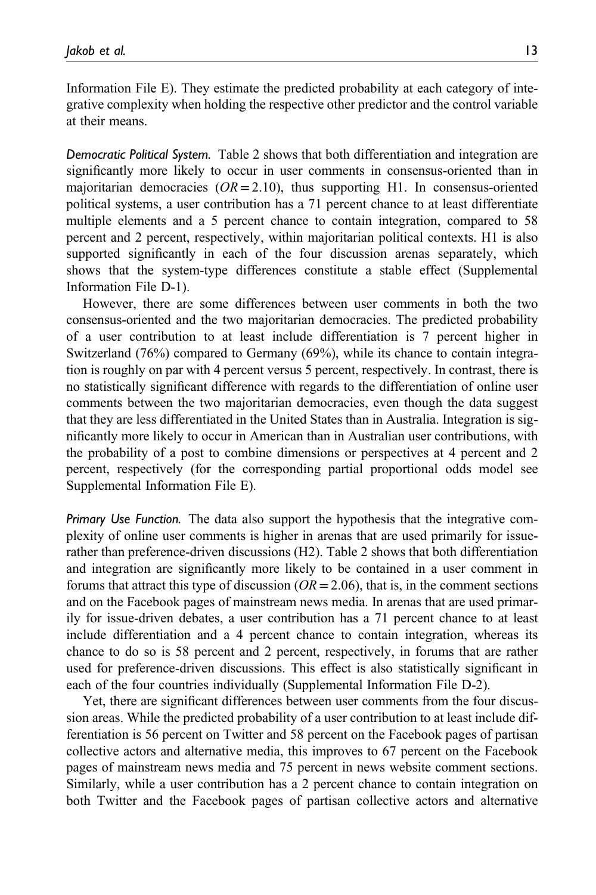Information File E). They estimate the predicted probability at each category of integrative complexity when holding the respective other predictor and the control variable at their means.

*Democratic Political System.* Table 2 shows that both differentiation and integration are significantly more likely to occur in user comments in consensus-oriented than in majoritarian democracies ($OR = 2.10$), thus supporting H1. In consensus-oriented political systems, a user contribution has a 71 percent chance to at least differentiate multiple elements and a 5 percent chance to contain integration, compared to 58 percent and 2 percent, respectively, within majoritarian political contexts. H1 is also supported significantly in each of the four discussion arenas separately, which shows that the system-type differences constitute a stable effect (Supplemental Information File D-1).

However, there are some differences between user comments in both the two consensus-oriented and the two majoritarian democracies. The predicted probability of a user contribution to at least include differentiation is 7 percent higher in Switzerland (76%) compared to Germany (69%), while its chance to contain integration is roughly on par with 4 percent versus 5 percent, respectively. In contrast, there is no statistically significant difference with regards to the differentiation of online user comments between the two majoritarian democracies, even though the data suggest that they are less differentiated in the United States than in Australia. Integration is significantly more likely to occur in American than in Australian user contributions, with the probability of a post to combine dimensions or perspectives at 4 percent and 2 percent, respectively (for the corresponding partial proportional odds model see Supplemental Information File E).

*Primary Use Function.* The data also support the hypothesis that the integrative complexity of online user comments is higher in arenas that are used primarily for issue- rather than preference-driven discussions (H2). Table 2 shows that both differentiation and integration are significantly more likely to be contained in a user comment in forums that attract this type of discussion ($OR = 2.06$), that is, in the comment sections and on the Facebook pages of mainstream news media. In arenas that are used primarily for issue-driven debates, a user contribution has a 71 percent chance to at least include differentiation and a 4 percent chance to contain integration, whereas its chance to do so is 58 percent and 2 percent, respectively, in forums that are rather used for preference-driven discussions. This effect is also statistically significant in each of the four countries individually (Supplemental Information File D-2).

Yet, there are significant differences between user comments from the four discussion areas. While the predicted probability of a user contribution to at least include differentiation is 56 percent on Twitter and 58 percent on the Facebook pages of partisan collective actors and alternative media, this improves to 67 percent on the Facebook pages of mainstream news media and 75 percent in news website comment sections. Similarly, while a user contribution has a 2 percent chance to contain integration on both Twitter and the Facebook pages of partisan collective actors and alternative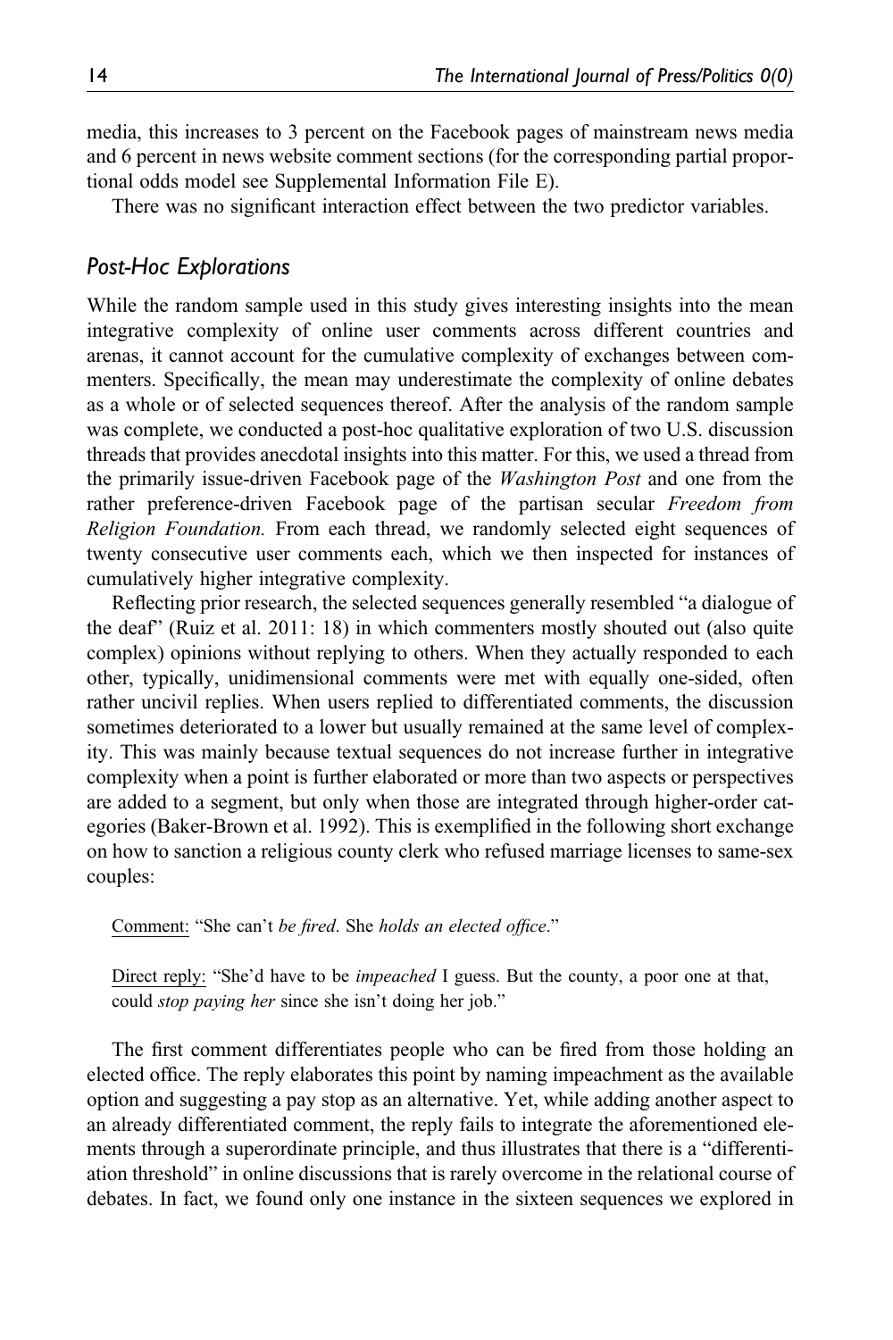media, this increases to 3 percent on the Facebook pages of mainstream news media and 6 percent in news website comment sections (for the corresponding partial proportional odds model see Supplemental Information File E).

There was no significant interaction effect between the two predictor variables.

## *Post-Hoc Explorations*

While the random sample used in this study gives interesting insights into the mean integrative complexity of online user comments across different countries and arenas, it cannot account for the cumulative complexity of exchanges between commenters. Specifically, the mean may underestimate the complexity of online debates as a whole or of selected sequences thereof. After the analysis of the random sample was complete, we conducted a post-hoc qualitative exploration of two U.S. discussion threads that provides anecdotal insights into this matter. For this, we used a thread from the primarily issue-driven Facebook page of the *Washington Post* and one from the rather preference-driven Facebook page of the partisan secular *Freedom from Religion Foundation.* From each thread, we randomly selected eight sequences of twenty consecutive user comments each, which we then inspected for instances of cumulatively higher integrative complexity.

Reflecting prior research, the selected sequences generally resembled "a dialogue of the deaf" (Ruiz et al. 2011: 18) in which commenters mostly shouted out (also quite complex) opinions without replying to others. When they actually responded to each other, typically, unidimensional comments were met with equally one-sided, often rather uncivil replies. When users replied to differentiated comments, the discussion sometimes deteriorated to a lower but usually remained at the same level of complexity. This was mainly because textual sequences do not increase further in integrative complexity when a point is further elaborated or more than two aspects or perspectives are added to a segment, but only when those are integrated through higher-order categories (Baker-Brown et al. 1992). This is exemplified in the following short exchange on how to sanction a religious county clerk who refused marriage licenses to same-sex couples:

> <u>Comment:</u> "She can't *be fired*. She *holds an elected office*."
>
> <u>Direct reply:</u> "She'd have to be *impeached* I guess. But the county, a poor one at that, could *stop paying her* since she isn't doing her job."

The first comment differentiates people who can be fired from those holding an elected office. The reply elaborates this point by naming impeachment as the available option and suggesting a pay stop as an alternative. Yet, while adding another aspect to an already differentiated comment, the reply fails to integrate the aforementioned elements through a superordinate principle, and thus illustrates that there is a "differentiation threshold" in online discussions that is rarely overcome in the relational course of debates. In fact, we found only one instance in the sixteen sequences we explored in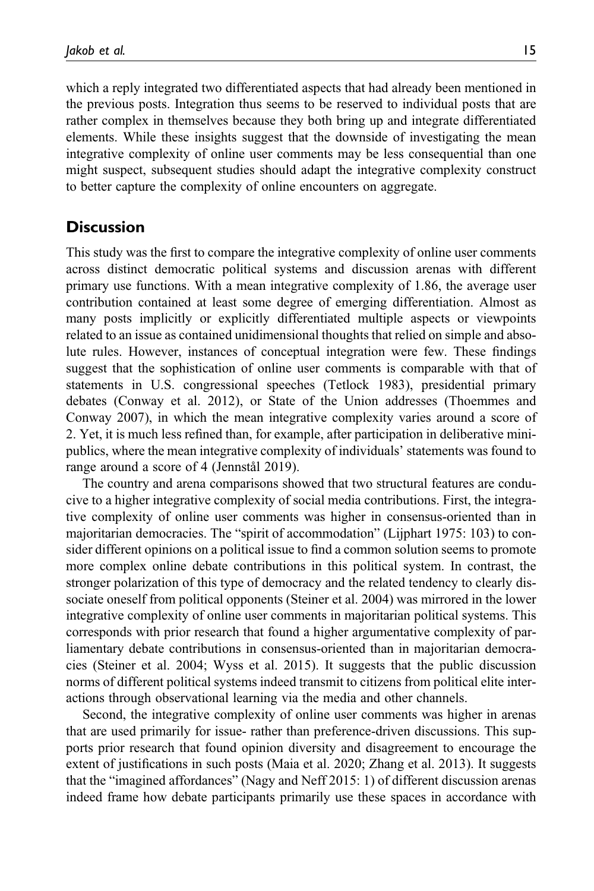which a reply integrated two differentiated aspects that had already been mentioned in the previous posts. Integration thus seems to be reserved to individual posts that are rather complex in themselves because they both bring up and integrate differentiated elements. While these insights suggest that the downside of investigating the mean integrative complexity of online user comments may be less consequential than one might suspect, subsequent studies should adapt the integrative complexity construct to better capture the complexity of online encounters on aggregate.

## Discussion

This study was the first to compare the integrative complexity of online user comments across distinct democratic political systems and discussion arenas with different primary use functions. With a mean integrative complexity of 1.86, the average user contribution contained at least some degree of emerging differentiation. Almost as many posts implicitly or explicitly differentiated multiple aspects or viewpoints related to an issue as contained unidimensional thoughts that relied on simple and absolute rules. However, instances of conceptual integration were few. These findings suggest that the sophistication of online user comments is comparable with that of statements in U.S. congressional speeches (Tetlock 1983), presidential primary debates (Conway et al. 2012), or State of the Union addresses (Thoemmes and Conway 2007), in which the mean integrative complexity varies around a score of 2. Yet, it is much less refined than, for example, after participation in deliberative mini-publics, where the mean integrative complexity of individuals' statements was found to range around a score of 4 (Jennstål 2019).

The country and arena comparisons showed that two structural features are conducive to a higher integrative complexity of social media contributions. First, the integrative complexity of online user comments was higher in consensus-oriented than in majoritarian democracies. The "spirit of accommodation" (Lijphart 1975: 103) to consider different opinions on a political issue to find a common solution seems to promote more complex online debate contributions in this political system. In contrast, the stronger polarization of this type of democracy and the related tendency to clearly dissociate oneself from political opponents (Steiner et al. 2004) was mirrored in the lower integrative complexity of online user comments in majoritarian political systems. This corresponds with prior research that found a higher argumentative complexity of parliamentary debate contributions in consensus-oriented than in majoritarian democracies (Steiner et al. 2004; Wyss et al. 2015). It suggests that the public discussion norms of different political systems indeed transmit to citizens from political elite interactions through observational learning via the media and other channels.

Second, the integrative complexity of online user comments was higher in arenas that are used primarily for issue- rather than preference-driven discussions. This supports prior research that found opinion diversity and disagreement to encourage the extent of justifications in such posts (Maia et al. 2020; Zhang et al. 2013). It suggests that the "imagined affordances" (Nagy and Neff 2015: 1) of different discussion arenas indeed frame how debate participants primarily use these spaces in accordance with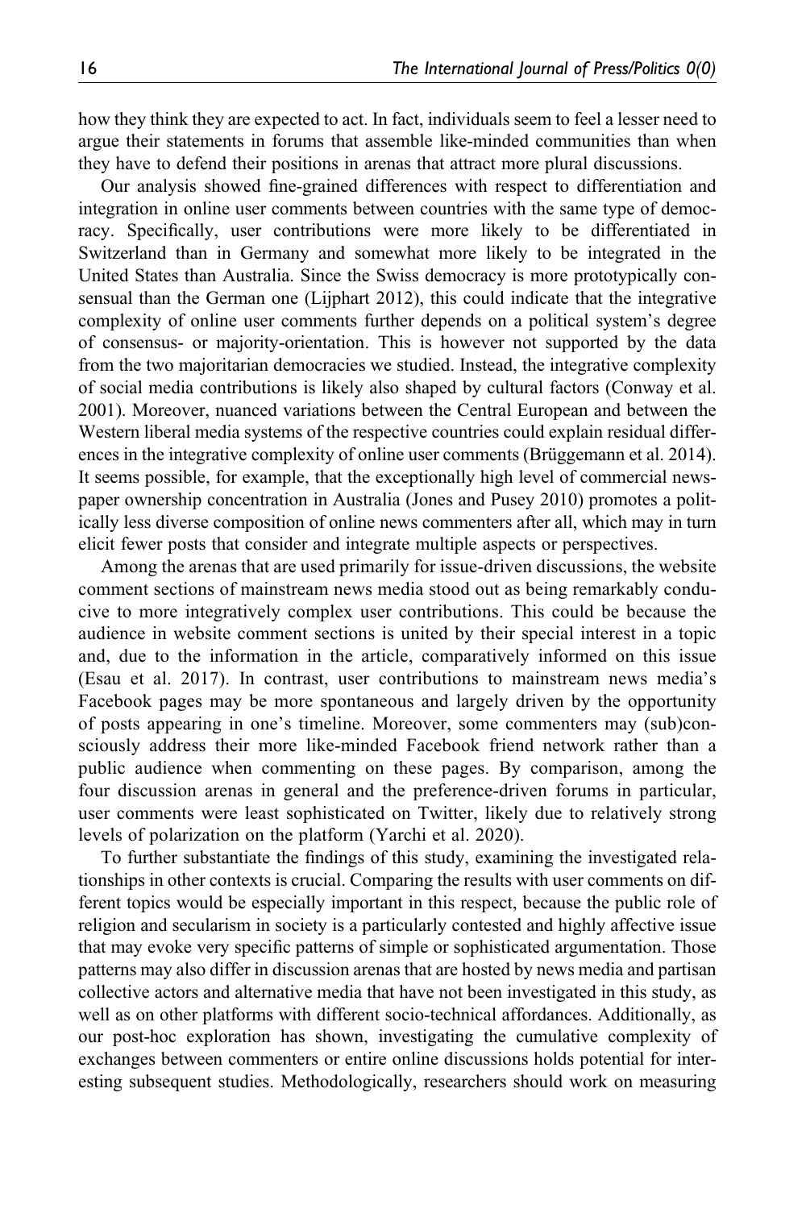how they think they are expected to act. In fact, individuals seem to feel a lesser need to argue their statements in forums that assemble like-minded communities than when they have to defend their positions in arenas that attract more plural discussions.

Our analysis showed fine-grained differences with respect to differentiation and integration in online user comments between countries with the same type of democracy. Specifically, user contributions were more likely to be differentiated in Switzerland than in Germany and somewhat more likely to be integrated in the United States than Australia. Since the Swiss democracy is more prototypically consensual than the German one (Lijphart 2012), this could indicate that the integrative complexity of online user comments further depends on a political system's degree of consensus- or majority-orientation. This is however not supported by the data from the two majoritarian democracies we studied. Instead, the integrative complexity of social media contributions is likely also shaped by cultural factors (Conway et al. 2001). Moreover, nuanced variations between the Central European and between the Western liberal media systems of the respective countries could explain residual differences in the integrative complexity of online user comments (Brüggemann et al. 2014). It seems possible, for example, that the exceptionally high level of commercial newspaper ownership concentration in Australia (Jones and Pusey 2010) promotes a politically less diverse composition of online news commenters after all, which may in turn elicit fewer posts that consider and integrate multiple aspects or perspectives.

Among the arenas that are used primarily for issue-driven discussions, the website comment sections of mainstream news media stood out as being remarkably conducive to more integratively complex user contributions. This could be because the audience in website comment sections is united by their special interest in a topic and, due to the information in the article, comparatively informed on this issue (Esau et al. 2017). In contrast, user contributions to mainstream news media's Facebook pages may be more spontaneous and largely driven by the opportunity of posts appearing in one's timeline. Moreover, some commenters may (sub)consciously address their more like-minded Facebook friend network rather than a public audience when commenting on these pages. By comparison, among the four discussion arenas in general and the preference-driven forums in particular, user comments were least sophisticated on Twitter, likely due to relatively strong levels of polarization on the platform (Yarchi et al. 2020).

To further substantiate the findings of this study, examining the investigated relationships in other contexts is crucial. Comparing the results with user comments on different topics would be especially important in this respect, because the public role of religion and secularism in society is a particularly contested and highly affective issue that may evoke very specific patterns of simple or sophisticated argumentation. Those patterns may also differ in discussion arenas that are hosted by news media and partisan collective actors and alternative media that have not been investigated in this study, as well as on other platforms with different socio-technical affordances. Additionally, as our post-hoc exploration has shown, investigating the cumulative complexity of exchanges between commenters or entire online discussions holds potential for interesting subsequent studies. Methodologically, researchers should work on measuring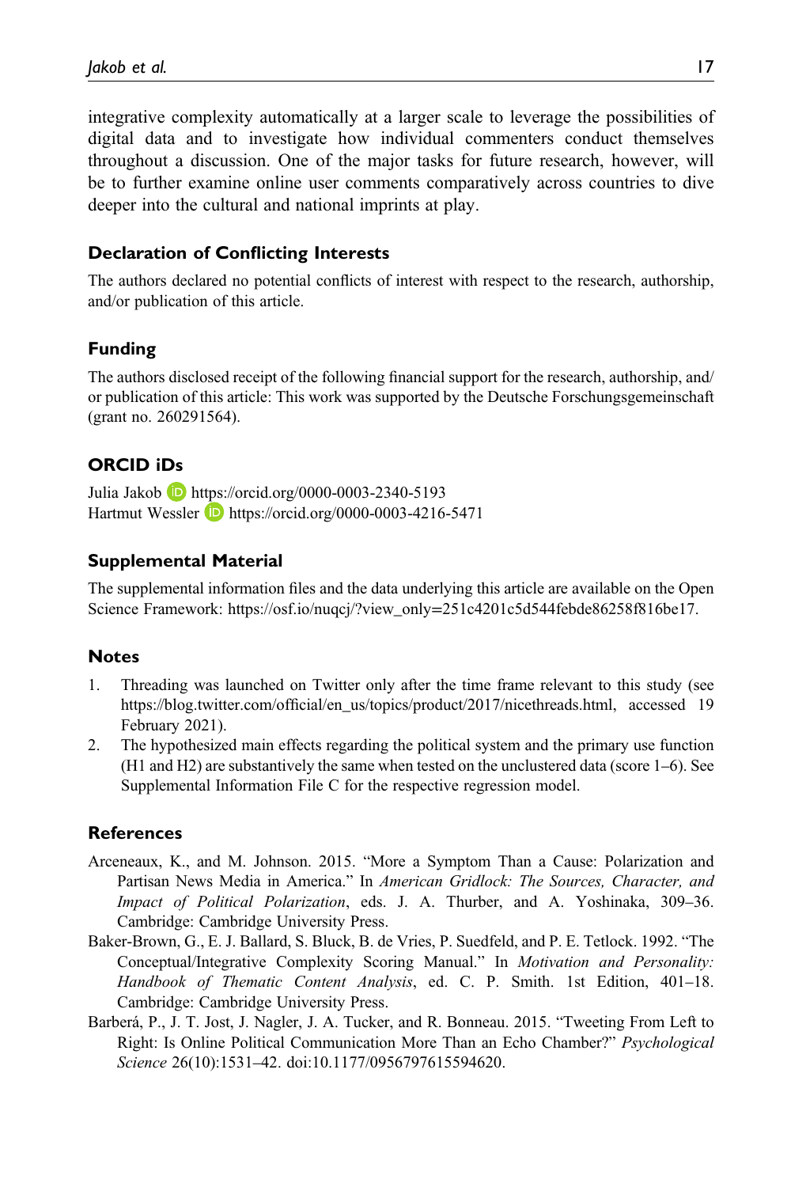integrative complexity automatically at a larger scale to leverage the possibilities of digital data and to investigate how individual commenters conduct themselves throughout a discussion. One of the major tasks for future research, however, will be to further examine online user comments comparatively across countries to dive deeper into the cultural and national imprints at play.

## Declaration of Conflicting Interests

The authors declared no potential conflicts of interest with respect to the research, authorship, and/or publication of this article.

## Funding

The authors disclosed receipt of the following financial support for the research, authorship, and/or publication of this article: This work was supported by the Deutsche Forschungsgemeinschaft (grant no. 260291564).

## ORCID iDs

Julia Jakob https://orcid.org/0000-0003-2340-5193
Hartmut Wessler https://orcid.org/0000-0003-4216-5471

## Supplemental Material

The supplemental information files and the data underlying this article are available on the Open Science Framework: https://osf.io/nuqcj/?view_only=251c4201c5d544febde86258f816be17.

## Notes

1. Threading was launched on Twitter only after the time frame relevant to this study (see https://blog.twitter.com/official/en_us/topics/product/2017/nicethreads.html, accessed 19 February 2021).
2. The hypothesized main effects regarding the political system and the primary use function (H1 and H2) are substantively the same when tested on the unclustered data (score 1–6). See Supplemental Information File C for the respective regression model.

## References

Arceneaux, K., and M. Johnson. 2015. "More a Symptom Than a Cause: Polarization and Partisan News Media in America." In *American Gridlock: The Sources, Character, and Impact of Political Polarization*, eds. J. A. Thurber, and A. Yoshinaka, 309–36. Cambridge: Cambridge University Press.

Baker-Brown, G., E. J. Ballard, S. Bluck, B. de Vries, P. Suedfeld, and P. E. Tetlock. 1992. "The Conceptual/Integrative Complexity Scoring Manual." In *Motivation and Personality: Handbook of Thematic Content Analysis*, ed. C. P. Smith. 1st Edition, 401–18. Cambridge: Cambridge University Press.

Barberá, P., J. T. Jost, J. Nagler, J. A. Tucker, and R. Bonneau. 2015. "Tweeting From Left to Right: Is Online Political Communication More Than an Echo Chamber?" *Psychological Science* 26(10):1531–42. doi:10.1177/0956797615594620.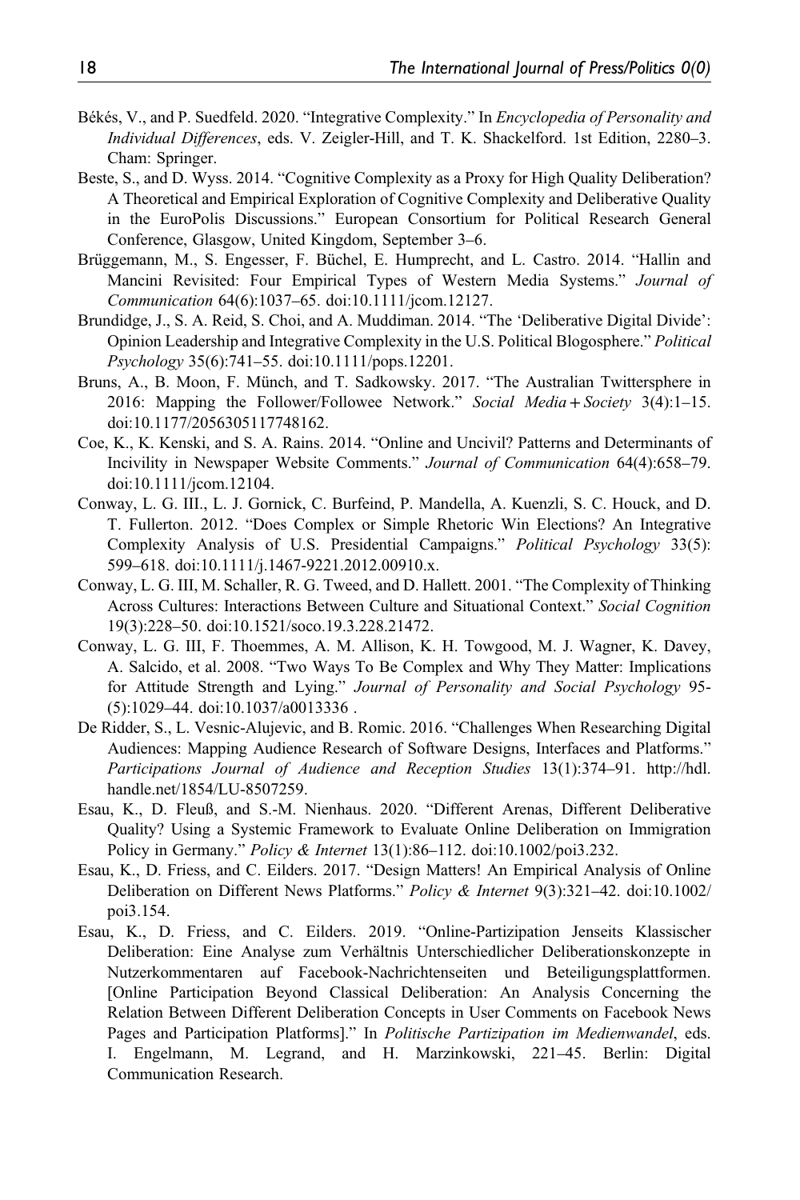Békés, V., and P. Suedfeld. 2020. "Integrative Complexity." In *Encyclopedia of Personality and Individual Differences*, eds. V. Zeigler-Hill, and T. K. Shackelford. 1st Edition, 2280–3. Cham: Springer.

Beste, S., and D. Wyss. 2014. "Cognitive Complexity as a Proxy for High Quality Deliberation? A Theoretical and Empirical Exploration of Cognitive Complexity and Deliberative Quality in the EuroPolis Discussions." European Consortium for Political Research General Conference, Glasgow, United Kingdom, September 3–6.

Brüggemann, M., S. Engesser, F. Büchel, E. Humprecht, and L. Castro. 2014. "Hallin and Mancini Revisited: Four Empirical Types of Western Media Systems." *Journal of Communication* 64(6):1037–65. doi:10.1111/jcom.12127.

Brundidge, J., S. A. Reid, S. Choi, and A. Muddiman. 2014. "The 'Deliberative Digital Divide': Opinion Leadership and Integrative Complexity in the U.S. Political Blogosphere." *Political Psychology* 35(6):741–55. doi:10.1111/pops.12201.

Bruns, A., B. Moon, F. Münch, and T. Sadkowsky. 2017. "The Australian Twittersphere in 2016: Mapping the Follower/Followee Network." *Social Media + Society* 3(4):1–15. doi:10.1177/2056305117748162.

Coe, K., K. Kenski, and S. A. Rains. 2014. "Online and Uncivil? Patterns and Determinants of Incivility in Newspaper Website Comments." *Journal of Communication* 64(4):658–79. doi:10.1111/jcom.12104.

Conway, L. G. III., L. J. Gornick, C. Burfeind, P. Mandella, A. Kuenzli, S. C. Houck, and D. T. Fullerton. 2012. "Does Complex or Simple Rhetoric Win Elections? An Integrative Complexity Analysis of U.S. Presidential Campaigns." *Political Psychology* 33(5): 599–618. doi:10.1111/j.1467-9221.2012.00910.x.

Conway, L. G. III, M. Schaller, R. G. Tweed, and D. Hallett. 2001. "The Complexity of Thinking Across Cultures: Interactions Between Culture and Situational Context." *Social Cognition* 19(3):228–50. doi:10.1521/soco.19.3.228.21472.

Conway, L. G. III, F. Thoemmes, A. M. Allison, K. H. Towgood, M. J. Wagner, K. Davey, A. Salcido, et al. 2008. "Two Ways To Be Complex and Why They Matter: Implications for Attitude Strength and Lying." *Journal of Personality and Social Psychology* 95-(5):1029–44. doi:10.1037/a0013336 .

De Ridder, S., L. Vesnic-Alujevic, and B. Romic. 2016. "Challenges When Researching Digital Audiences: Mapping Audience Research of Software Designs, Interfaces and Platforms." *Participations Journal of Audience and Reception Studies* 13(1):374–91. http://hdl.handle.net/1854/LU-8507259.

Esau, K., D. Fleuß, and S.-M. Nienhaus. 2020. "Different Arenas, Different Deliberative Quality? Using a Systemic Framework to Evaluate Online Deliberation on Immigration Policy in Germany." *Policy & Internet* 13(1):86–112. doi:10.1002/poi3.232.

Esau, K., D. Friess, and C. Eilders. 2017. "Design Matters! An Empirical Analysis of Online Deliberation on Different News Platforms." *Policy & Internet* 9(3):321–42. doi:10.1002/poi3.154.

Esau, K., D. Friess, and C. Eilders. 2019. "Online-Partizipation Jenseits Klassischer Deliberation: Eine Analyse zum Verhältnis Unterschiedlicher Deliberationskonzepte in Nutzerkommentaren auf Facebook-Nachrichtenseiten und Beteiligungsplattformen. [Online Participation Beyond Classical Deliberation: An Analysis Concerning the Relation Between Different Deliberation Concepts in User Comments on Facebook News Pages and Participation Platforms]." In *Politische Partizipation im Medienwandel*, eds. I. Engelmann, M. Legrand, and H. Marzinkowski, 221–45. Berlin: Digital Communication Research.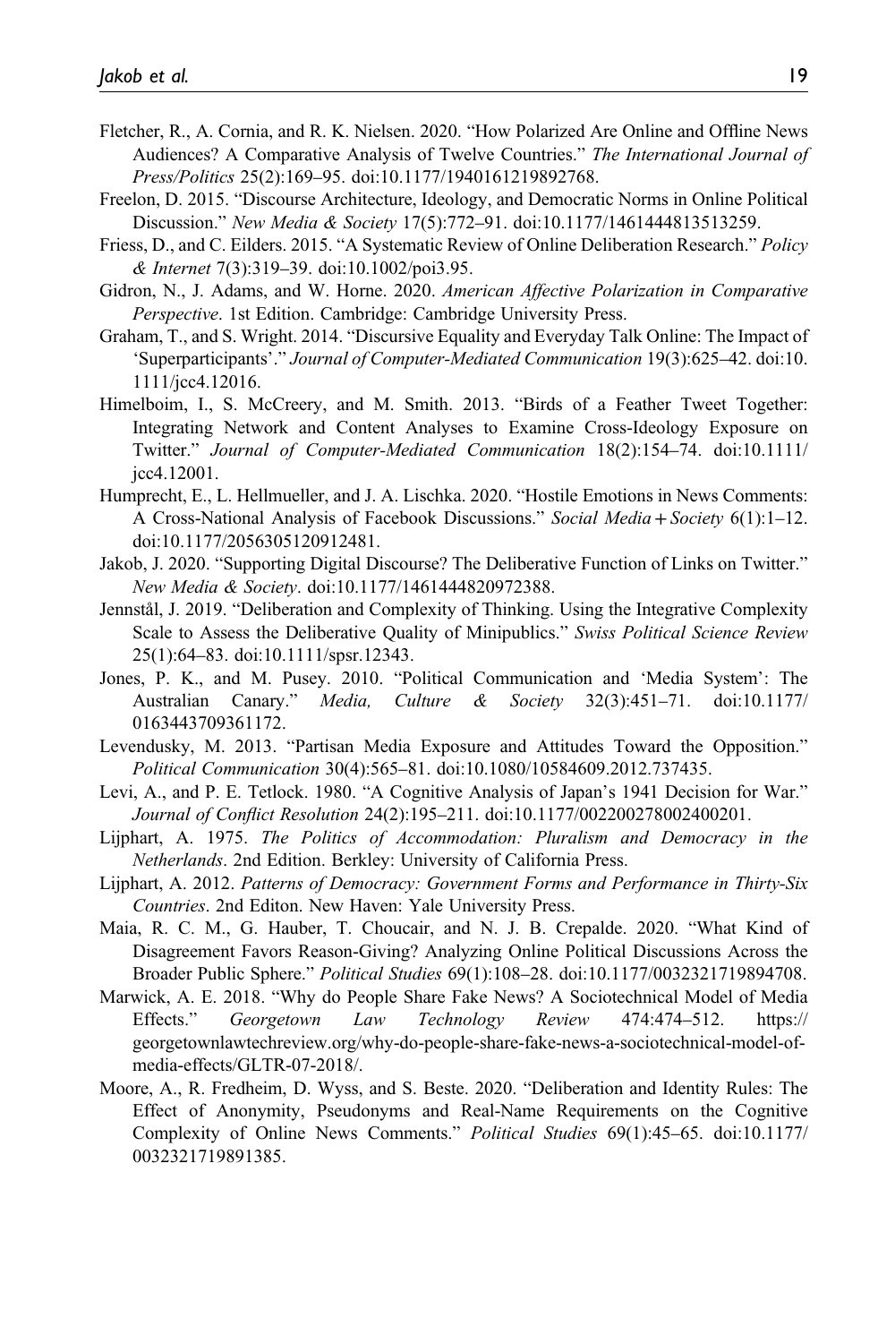Fletcher, R., A. Cornia, and R. K. Nielsen. 2020. "How Polarized Are Online and Offline News Audiences? A Comparative Analysis of Twelve Countries." *The International Journal of Press/Politics* 25(2):169–95. doi:10.1177/1940161219892768.

Freelon, D. 2015. "Discourse Architecture, Ideology, and Democratic Norms in Online Political Discussion." *New Media & Society* 17(5):772–91. doi:10.1177/1461444813513259.

Friess, D., and C. Eilders. 2015. "A Systematic Review of Online Deliberation Research." *Policy & Internet* 7(3):319–39. doi:10.1002/poi3.95.

Gidron, N., J. Adams, and W. Horne. 2020. *American Affective Polarization in Comparative Perspective*. 1st Edition. Cambridge: Cambridge University Press.

Graham, T., and S. Wright. 2014. "Discursive Equality and Everyday Talk Online: The Impact of 'Superparticipants'." *Journal of Computer-Mediated Communication* 19(3):625–42. doi:10.1111/jcc4.12016.

Himelboim, I., S. McCreery, and M. Smith. 2013. "Birds of a Feather Tweet Together: Integrating Network and Content Analyses to Examine Cross-Ideology Exposure on Twitter." *Journal of Computer-Mediated Communication* 18(2):154–74. doi:10.1111/jcc4.12001.

Humprecht, E., L. Hellmueller, and J. A. Lischka. 2020. "Hostile Emotions in News Comments: A Cross-National Analysis of Facebook Discussions." *Social Media + Society* 6(1):1–12. doi:10.1177/2056305120912481.

Jakob, J. 2020. "Supporting Digital Discourse? The Deliberative Function of Links on Twitter." *New Media & Society*. doi:10.1177/1461444820972388.

Jennstål, J. 2019. "Deliberation and Complexity of Thinking. Using the Integrative Complexity Scale to Assess the Deliberative Quality of Minipublics." *Swiss Political Science Review* 25(1):64–83. doi:10.1111/spsr.12343.

Jones, P. K., and M. Pusey. 2010. "Political Communication and 'Media System': The Australian Canary." *Media, Culture & Society* 32(3):451–71. doi:10.1177/0163443709361172.

Levendusky, M. 2013. "Partisan Media Exposure and Attitudes Toward the Opposition." *Political Communication* 30(4):565–81. doi:10.1080/10584609.2012.737435.

Levi, A., and P. E. Tetlock. 1980. "A Cognitive Analysis of Japan's 1941 Decision for War." *Journal of Conflict Resolution* 24(2):195–211. doi:10.1177/002200278002400201.

Lijphart, A. 1975. *The Politics of Accommodation: Pluralism and Democracy in the Netherlands*. 2nd Edition. Berkley: University of California Press.

Lijphart, A. 2012. *Patterns of Democracy: Government Forms and Performance in Thirty-Six Countries*. 2nd Editon. New Haven: Yale University Press.

Maia, R. C. M., G. Hauber, T. Choucair, and N. J. B. Crepalde. 2020. "What Kind of Disagreement Favors Reason-Giving? Analyzing Online Political Discussions Across the Broader Public Sphere." *Political Studies* 69(1):108–28. doi:10.1177/0032321719894708.

Marwick, A. E. 2018. "Why do People Share Fake News? A Sociotechnical Model of Media Effects." *Georgetown Law Technology Review* 474:474–512. https://georgetownlawtechreview.org/why-do-people-share-fake-news-a-sociotechnical-model-of-media-effects/GLTR-07-2018/.

Moore, A., R. Fredheim, D. Wyss, and S. Beste. 2020. "Deliberation and Identity Rules: The Effect of Anonymity, Pseudonyms and Real-Name Requirements on the Cognitive Complexity of Online News Comments." *Political Studies* 69(1):45–65. doi:10.1177/0032321719891385.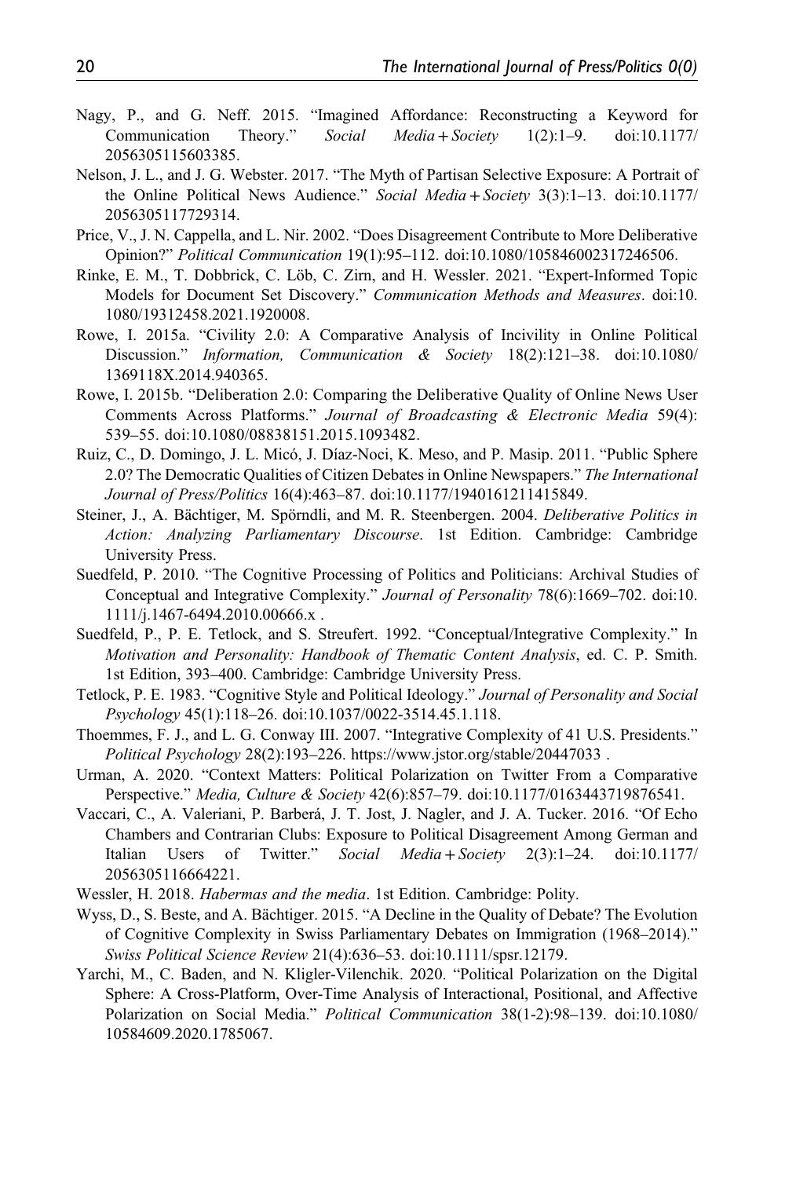Nagy, P., and G. Neff. 2015. "Imagined Affordance: Reconstructing a Keyword for Communication Theory." *Social Media + Society* 1(2):1–9. doi:10.1177/2056305115603385.

Nelson, J. L., and J. G. Webster. 2017. "The Myth of Partisan Selective Exposure: A Portrait of the Online Political News Audience." *Social Media + Society* 3(3):1–13. doi:10.1177/2056305117729314.

Price, V., J. N. Cappella, and L. Nir. 2002. "Does Disagreement Contribute to More Deliberative Opinion?" *Political Communication* 19(1):95–112. doi:10.1080/105846002317246506.

Rinke, E. M., T. Dobbrick, C. Löb, C. Zirn, and H. Wessler. 2021. "Expert-Informed Topic Models for Document Set Discovery." *Communication Methods and Measures*. doi:10.1080/19312458.2021.1920008.

Rowe, I. 2015a. "Civility 2.0: A Comparative Analysis of Incivility in Online Political Discussion." *Information, Communication & Society* 18(2):121–38. doi:10.1080/1369118X.2014.940365.

Rowe, I. 2015b. "Deliberation 2.0: Comparing the Deliberative Quality of Online News User Comments Across Platforms." *Journal of Broadcasting & Electronic Media* 59(4):539–55. doi:10.1080/08838151.2015.1093482.

Ruiz, C., D. Domingo, J. L. Micó, J. Díaz-Noci, K. Meso, and P. Masip. 2011. "Public Sphere 2.0? The Democratic Qualities of Citizen Debates in Online Newspapers." *The International Journal of Press/Politics* 16(4):463–87. doi:10.1177/1940161211415849.

Steiner, J., A. Bächtiger, M. Spörndli, and M. R. Steenbergen. 2004. *Deliberative Politics in Action: Analyzing Parliamentary Discourse*. 1st Edition. Cambridge: Cambridge University Press.

Suedfeld, P. 2010. "The Cognitive Processing of Politics and Politicians: Archival Studies of Conceptual and Integrative Complexity." *Journal of Personality* 78(6):1669–702. doi:10.1111/j.1467-6494.2010.00666.x .

Suedfeld, P., P. E. Tetlock, and S. Streufert. 1992. "Conceptual/Integrative Complexity." In *Motivation and Personality: Handbook of Thematic Content Analysis*, ed. C. P. Smith. 1st Edition, 393–400. Cambridge: Cambridge University Press.

Tetlock, P. E. 1983. "Cognitive Style and Political Ideology." *Journal of Personality and Social Psychology* 45(1):118–26. doi:10.1037/0022-3514.45.1.118.

Thoemmes, F. J., and L. G. Conway III. 2007. "Integrative Complexity of 41 U.S. Presidents." *Political Psychology* 28(2):193–226. https://www.jstor.org/stable/20447033 .

Urman, A. 2020. "Context Matters: Political Polarization on Twitter From a Comparative Perspective." *Media, Culture & Society* 42(6):857–79. doi:10.1177/0163443719876541.

Vaccari, C., A. Valeriani, P. Barberá, J. T. Jost, J. Nagler, and J. A. Tucker. 2016. "Of Echo Chambers and Contrarian Clubs: Exposure to Political Disagreement Among German and Italian Users of Twitter." *Social Media + Society* 2(3):1–24. doi:10.1177/2056305116664221.

Wessler, H. 2018. *Habermas and the media*. 1st Edition. Cambridge: Polity.

Wyss, D., S. Beste, and A. Bächtiger. 2015. "A Decline in the Quality of Debate? The Evolution of Cognitive Complexity in Swiss Parliamentary Debates on Immigration (1968–2014)." *Swiss Political Science Review* 21(4):636–53. doi:10.1111/spsr.12179.

Yarchi, M., C. Baden, and N. Kligler-Vilenchik. 2020. "Political Polarization on the Digital Sphere: A Cross-Platform, Over-Time Analysis of Interactional, Positional, and Affective Polarization on Social Media." *Political Communication* 38(1-2):98–139. doi:10.1080/10584609.2020.1785067.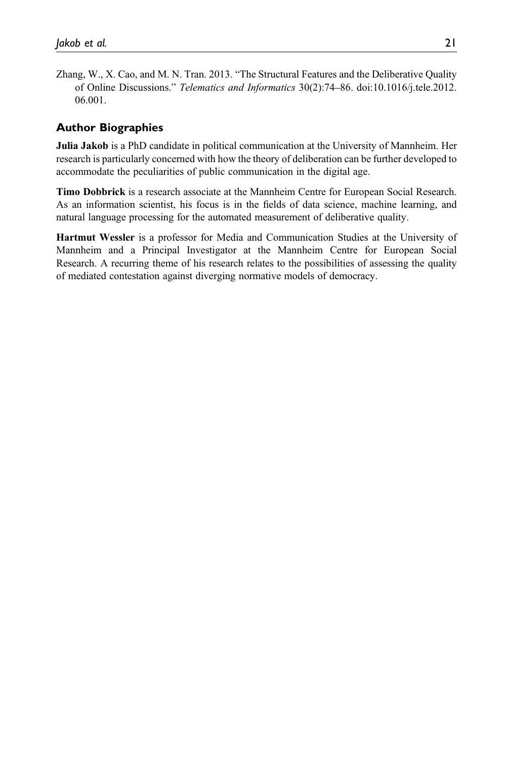Zhang, W., X. Cao, and M. N. Tran. 2013. "The Structural Features and the Deliberative Quality of Online Discussions." *Telematics and Informatics* 30(2):74–86. doi:10.1016/j.tele.2012.06.001.

## Author Biographies

**Julia Jakob** is a PhD candidate in political communication at the University of Mannheim. Her research is particularly concerned with how the theory of deliberation can be further developed to accommodate the peculiarities of public communication in the digital age.

**Timo Dobbrick** is a research associate at the Mannheim Centre for European Social Research. As an information scientist, his focus is in the fields of data science, machine learning, and natural language processing for the automated measurement of deliberative quality.

**Hartmut Wessler** is a professor for Media and Communication Studies at the University of Mannheim and a Principal Investigator at the Mannheim Centre for European Social Research. A recurring theme of his research relates to the possibilities of assessing the quality of mediated contestation against diverging normative models of democracy.